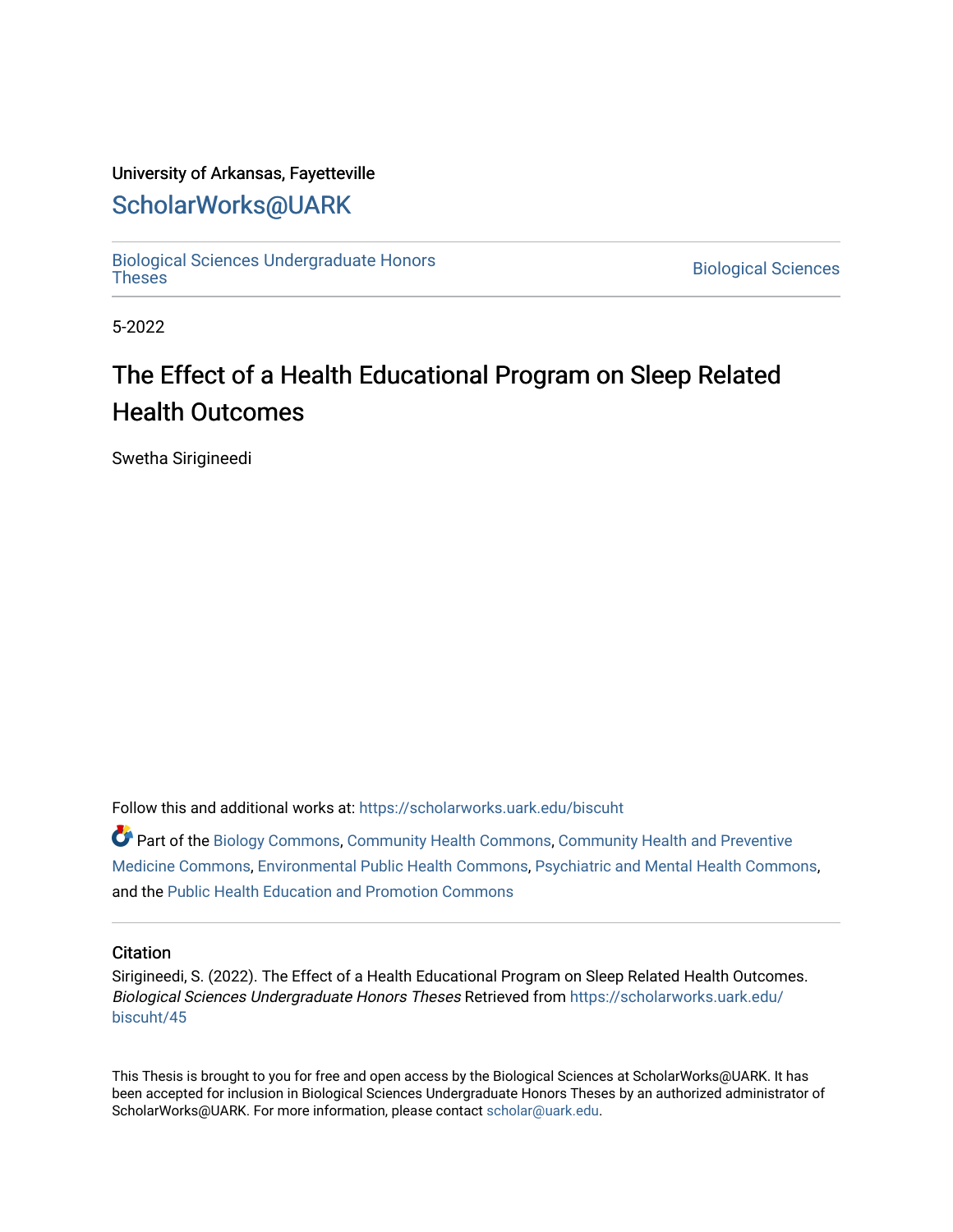University of Arkansas, Fayetteville

# ScholarWorks@UARK

Biological Sciences Undergraduate Honors Theses

Biological Sciences

5-2022

# The Effect of a Health Educational Program on Sleep Related Health Outcomes

Swetha Sirigineedi

Follow this and additional works at: https://scholarworks.uark.edu/biscuht

Part of the Biology Commons, Community Health Commons, Community Health and Preventive Medicine Commons, Environmental Public Health Commons, Psychiatric and Mental Health Commons, and the Public Health Education and Promotion Commons

## Citation

Sirigineedi, S. (2022). The Effect of a Health Educational Program on Sleep Related Health Outcomes. *Biological Sciences Undergraduate Honors Theses* Retrieved from https://scholarworks.uark.edu/biscuht/45

This Thesis is brought to you for free and open access by the Biological Sciences at ScholarWorks@UARK. It has been accepted for inclusion in Biological Sciences Undergraduate Honors Theses by an authorized administrator of ScholarWorks@UARK. For more information, please contact scholar@uark.edu.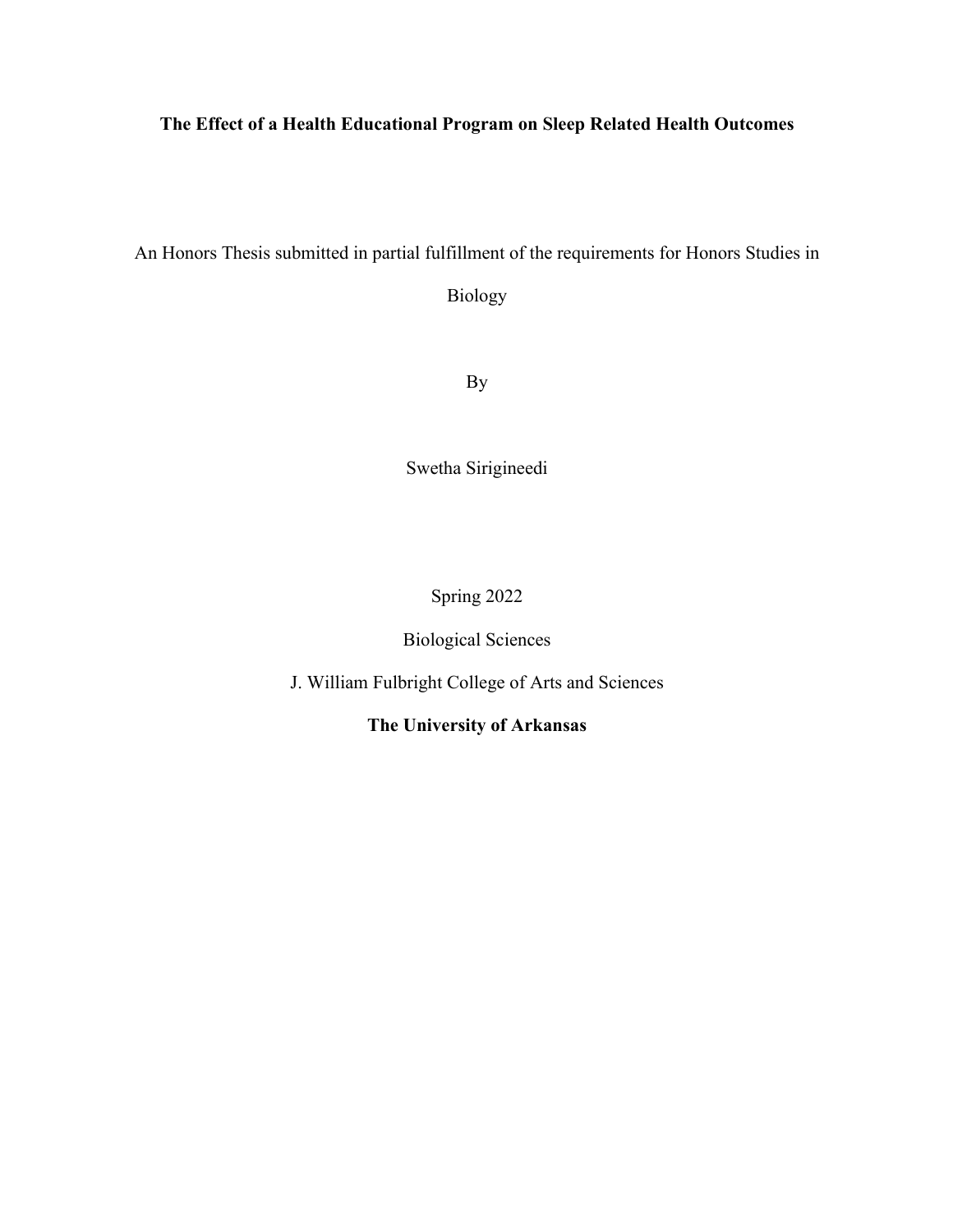**The Effect of a Health Educational Program on Sleep Related Health Outcomes**

An Honors Thesis submitted in partial fulfillment of the requirements for Honors Studies in Biology

By

Swetha Sirigineedi

Spring 2022

Biological Sciences

J. William Fulbright College of Arts and Sciences

**The University of Arkansas**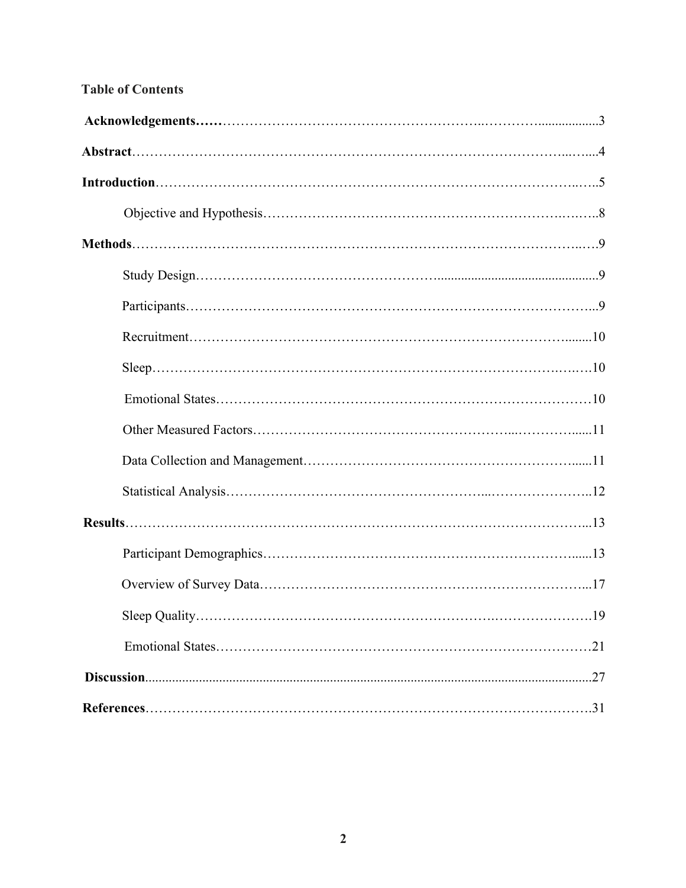**Table of Contents**

**Acknowledgements**......3

**Abstract**......4

**Introduction**......5

- Objective and Hypothesis......8

**Methods**......9

- Study Design......9
- Participants......9
- Recruitment......10
- Sleep......10
- Emotional States......10
- Other Measured Factors......11
- Data Collection and Management......11
- Statistical Analysis......12

**Results**......13

- Participant Demographics......13
- Overview of Survey Data......17
- Sleep Quality......19
- Emotional States......21

**Discussion**......27

**References**......31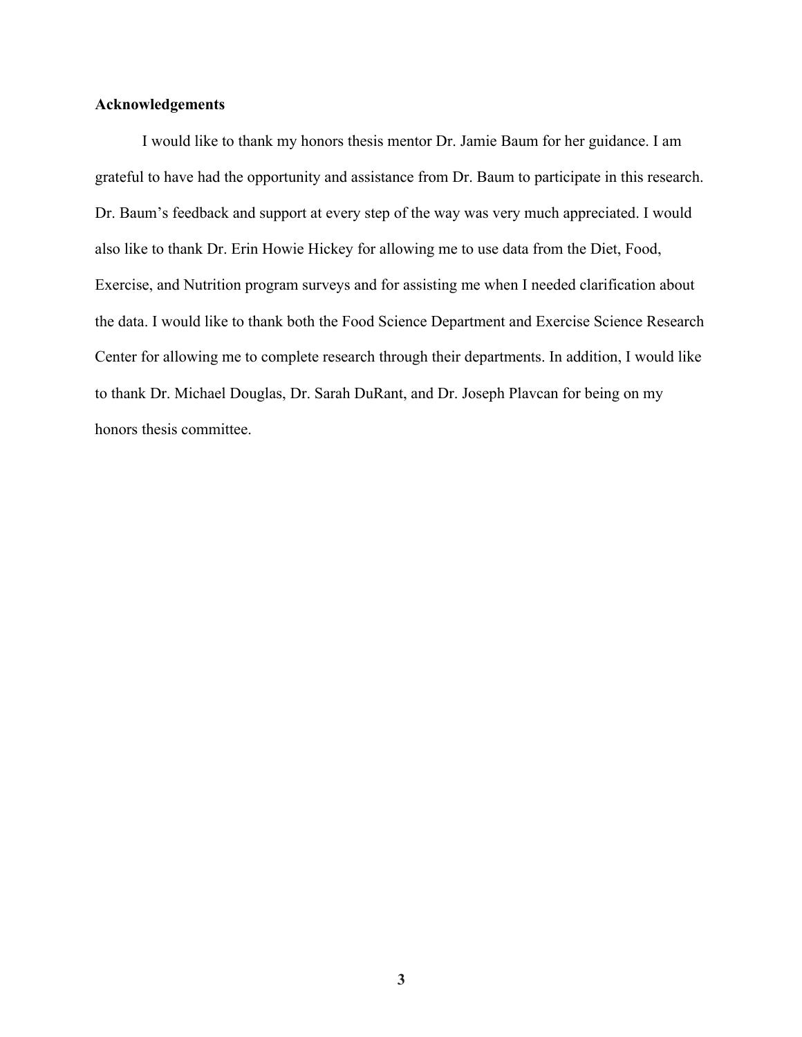**Acknowledgements**

I would like to thank my honors thesis mentor Dr. Jamie Baum for her guidance. I am grateful to have had the opportunity and assistance from Dr. Baum to participate in this research. Dr. Baum's feedback and support at every step of the way was very much appreciated. I would also like to thank Dr. Erin Howie Hickey for allowing me to use data from the Diet, Food, Exercise, and Nutrition program surveys and for assisting me when I needed clarification about the data. I would like to thank both the Food Science Department and Exercise Science Research Center for allowing me to complete research through their departments. In addition, I would like to thank Dr. Michael Douglas, Dr. Sarah DuRant, and Dr. Joseph Plavcan for being on my honors thesis committee.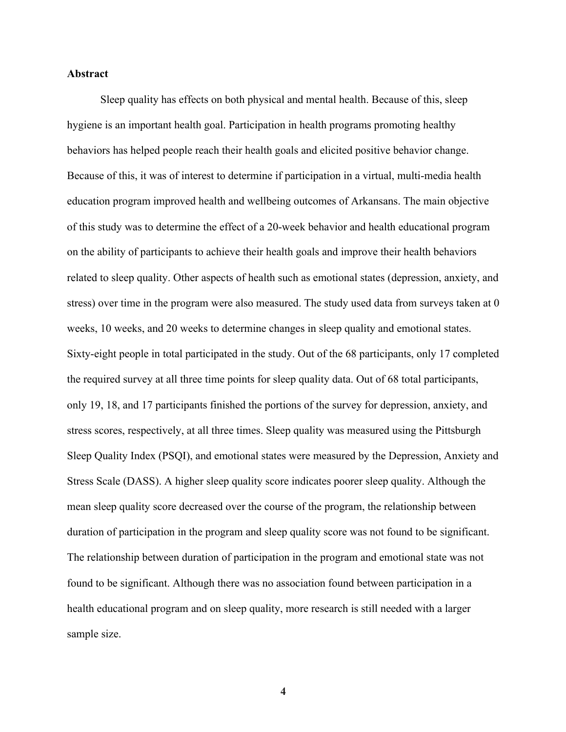## Abstract

Sleep quality has effects on both physical and mental health. Because of this, sleep hygiene is an important health goal. Participation in health programs promoting healthy behaviors has helped people reach their health goals and elicited positive behavior change. Because of this, it was of interest to determine if participation in a virtual, multi-media health education program improved health and wellbeing outcomes of Arkansans. The main objective of this study was to determine the effect of a 20-week behavior and health educational program on the ability of participants to achieve their health goals and improve their health behaviors related to sleep quality. Other aspects of health such as emotional states (depression, anxiety, and stress) over time in the program were also measured. The study used data from surveys taken at 0 weeks, 10 weeks, and 20 weeks to determine changes in sleep quality and emotional states. Sixty-eight people in total participated in the study. Out of the 68 participants, only 17 completed the required survey at all three time points for sleep quality data. Out of 68 total participants, only 19, 18, and 17 participants finished the portions of the survey for depression, anxiety, and stress scores, respectively, at all three times. Sleep quality was measured using the Pittsburgh Sleep Quality Index (PSQI), and emotional states were measured by the Depression, Anxiety and Stress Scale (DASS). A higher sleep quality score indicates poorer sleep quality. Although the mean sleep quality score decreased over the course of the program, the relationship between duration of participation in the program and sleep quality score was not found to be significant. The relationship between duration of participation in the program and emotional state was not found to be significant. Although there was no association found between participation in a health educational program and on sleep quality, more research is still needed with a larger sample size.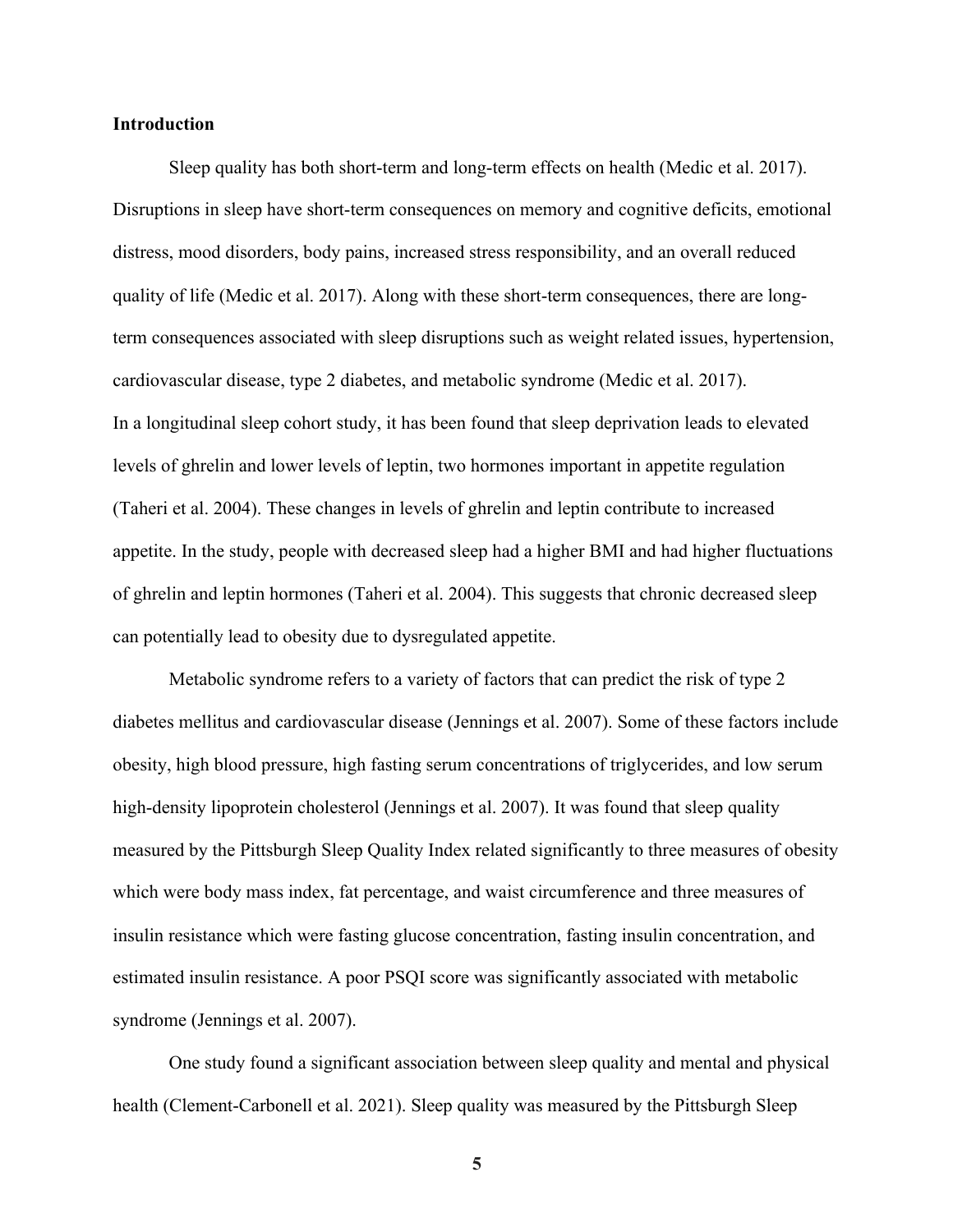**Introduction**

Sleep quality has both short-term and long-term effects on health (Medic et al. 2017). Disruptions in sleep have short-term consequences on memory and cognitive deficits, emotional distress, mood disorders, body pains, increased stress responsibility, and an overall reduced quality of life (Medic et al. 2017). Along with these short-term consequences, there are long-term consequences associated with sleep disruptions such as weight related issues, hypertension, cardiovascular disease, type 2 diabetes, and metabolic syndrome (Medic et al. 2017).
In a longitudinal sleep cohort study, it has been found that sleep deprivation leads to elevated levels of ghrelin and lower levels of leptin, two hormones important in appetite regulation (Taheri et al. 2004). These changes in levels of ghrelin and leptin contribute to increased appetite. In the study, people with decreased sleep had a higher BMI and had higher fluctuations of ghrelin and leptin hormones (Taheri et al. 2004). This suggests that chronic decreased sleep can potentially lead to obesity due to dysregulated appetite.

Metabolic syndrome refers to a variety of factors that can predict the risk of type 2 diabetes mellitus and cardiovascular disease (Jennings et al. 2007). Some of these factors include obesity, high blood pressure, high fasting serum concentrations of triglycerides, and low serum high-density lipoprotein cholesterol (Jennings et al. 2007). It was found that sleep quality measured by the Pittsburgh Sleep Quality Index related significantly to three measures of obesity which were body mass index, fat percentage, and waist circumference and three measures of insulin resistance which were fasting glucose concentration, fasting insulin concentration, and estimated insulin resistance. A poor PSQI score was significantly associated with metabolic syndrome (Jennings et al. 2007).

One study found a significant association between sleep quality and mental and physical health (Clement-Carbonell et al. 2021). Sleep quality was measured by the Pittsburgh Sleep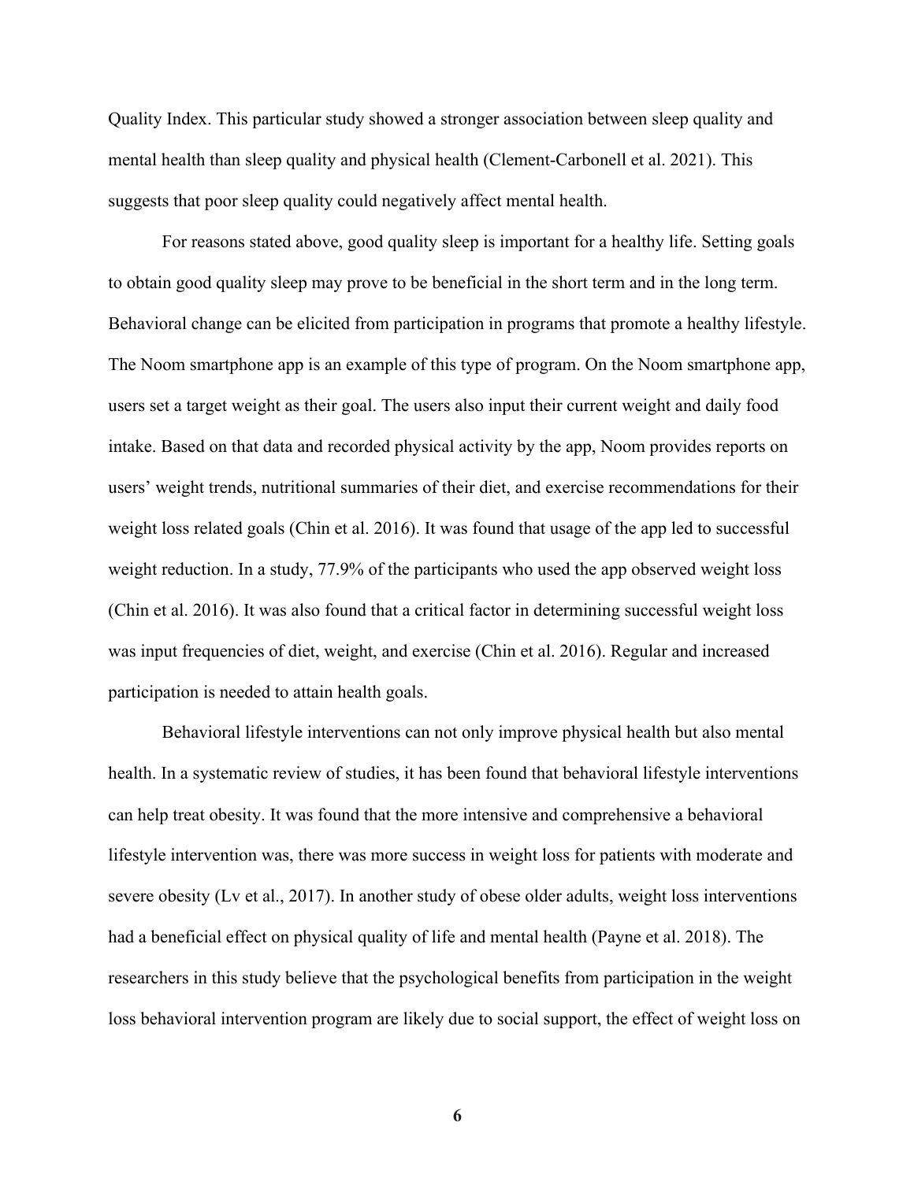Quality Index. This particular study showed a stronger association between sleep quality and mental health than sleep quality and physical health (Clement-Carbonell et al. 2021). This suggests that poor sleep quality could negatively affect mental health.

For reasons stated above, good quality sleep is important for a healthy life. Setting goals to obtain good quality sleep may prove to be beneficial in the short term and in the long term. Behavioral change can be elicited from participation in programs that promote a healthy lifestyle. The Noom smartphone app is an example of this type of program. On the Noom smartphone app, users set a target weight as their goal. The users also input their current weight and daily food intake. Based on that data and recorded physical activity by the app, Noom provides reports on users' weight trends, nutritional summaries of their diet, and exercise recommendations for their weight loss related goals (Chin et al. 2016). It was found that usage of the app led to successful weight reduction. In a study, 77.9% of the participants who used the app observed weight loss (Chin et al. 2016). It was also found that a critical factor in determining successful weight loss was input frequencies of diet, weight, and exercise (Chin et al. 2016). Regular and increased participation is needed to attain health goals.

Behavioral lifestyle interventions can not only improve physical health but also mental health. In a systematic review of studies, it has been found that behavioral lifestyle interventions can help treat obesity. It was found that the more intensive and comprehensive a behavioral lifestyle intervention was, there was more success in weight loss for patients with moderate and severe obesity (Lv et al., 2017). In another study of obese older adults, weight loss interventions had a beneficial effect on physical quality of life and mental health (Payne et al. 2018). The researchers in this study believe that the psychological benefits from participation in the weight loss behavioral intervention program are likely due to social support, the effect of weight loss on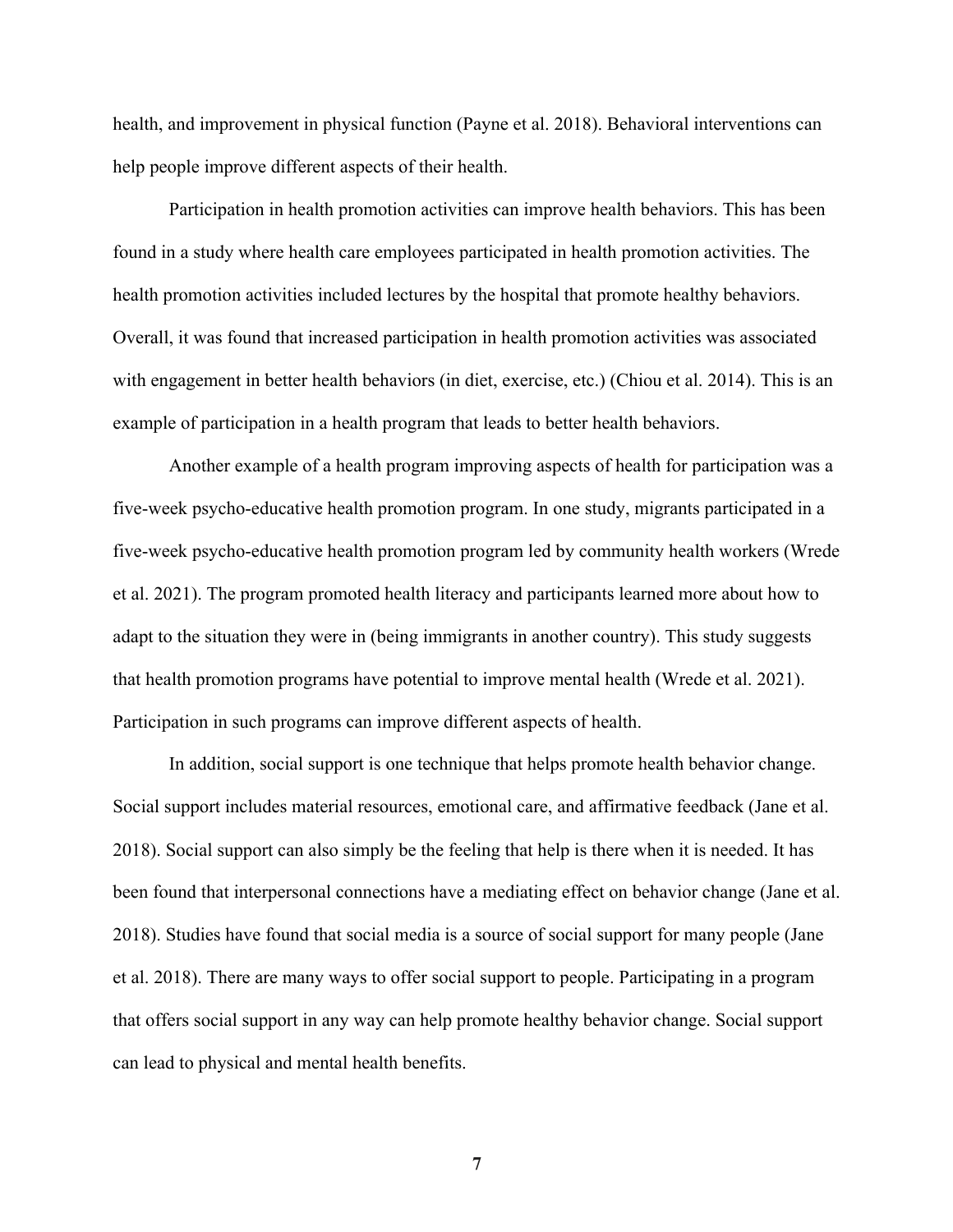health, and improvement in physical function (Payne et al. 2018). Behavioral interventions can help people improve different aspects of their health.

Participation in health promotion activities can improve health behaviors. This has been found in a study where health care employees participated in health promotion activities. The health promotion activities included lectures by the hospital that promote healthy behaviors. Overall, it was found that increased participation in health promotion activities was associated with engagement in better health behaviors (in diet, exercise, etc.) (Chiou et al. 2014). This is an example of participation in a health program that leads to better health behaviors.

Another example of a health program improving aspects of health for participation was a five-week psycho-educative health promotion program. In one study, migrants participated in a five-week psycho-educative health promotion program led by community health workers (Wrede et al. 2021). The program promoted health literacy and participants learned more about how to adapt to the situation they were in (being immigrants in another country). This study suggests that health promotion programs have potential to improve mental health (Wrede et al. 2021). Participation in such programs can improve different aspects of health.

In addition, social support is one technique that helps promote health behavior change. Social support includes material resources, emotional care, and affirmative feedback (Jane et al. 2018). Social support can also simply be the feeling that help is there when it is needed. It has been found that interpersonal connections have a mediating effect on behavior change (Jane et al. 2018). Studies have found that social media is a source of social support for many people (Jane et al. 2018). There are many ways to offer social support to people. Participating in a program that offers social support in any way can help promote healthy behavior change. Social support can lead to physical and mental health benefits.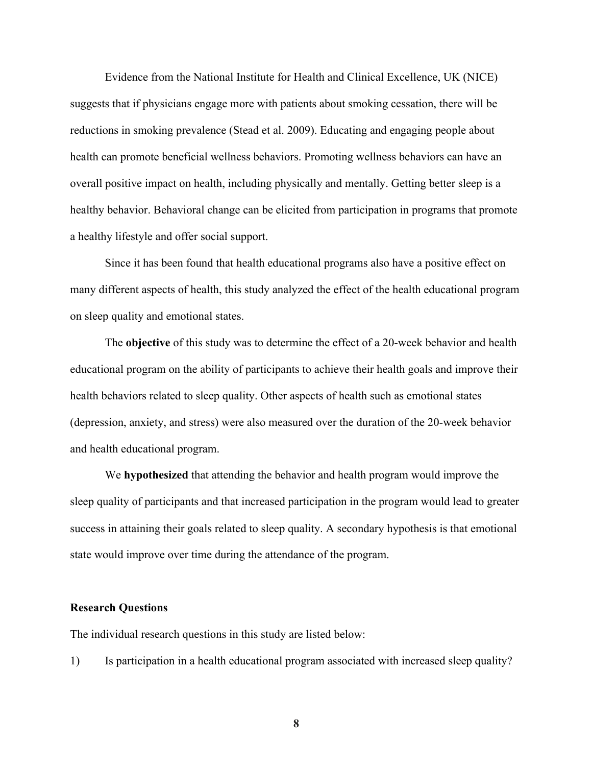Evidence from the National Institute for Health and Clinical Excellence, UK (NICE) suggests that if physicians engage more with patients about smoking cessation, there will be reductions in smoking prevalence (Stead et al. 2009). Educating and engaging people about health can promote beneficial wellness behaviors. Promoting wellness behaviors can have an overall positive impact on health, including physically and mentally. Getting better sleep is a healthy behavior. Behavioral change can be elicited from participation in programs that promote a healthy lifestyle and offer social support.

Since it has been found that health educational programs also have a positive effect on many different aspects of health, this study analyzed the effect of the health educational program on sleep quality and emotional states.

The **objective** of this study was to determine the effect of a 20-week behavior and health educational program on the ability of participants to achieve their health goals and improve their health behaviors related to sleep quality. Other aspects of health such as emotional states (depression, anxiety, and stress) were also measured over the duration of the 20-week behavior and health educational program.

We **hypothesized** that attending the behavior and health program would improve the sleep quality of participants and that increased participation in the program would lead to greater success in attaining their goals related to sleep quality. A secondary hypothesis is that emotional state would improve over time during the attendance of the program.

**Research Questions**

The individual research questions in this study are listed below:

1) Is participation in a health educational program associated with increased sleep quality?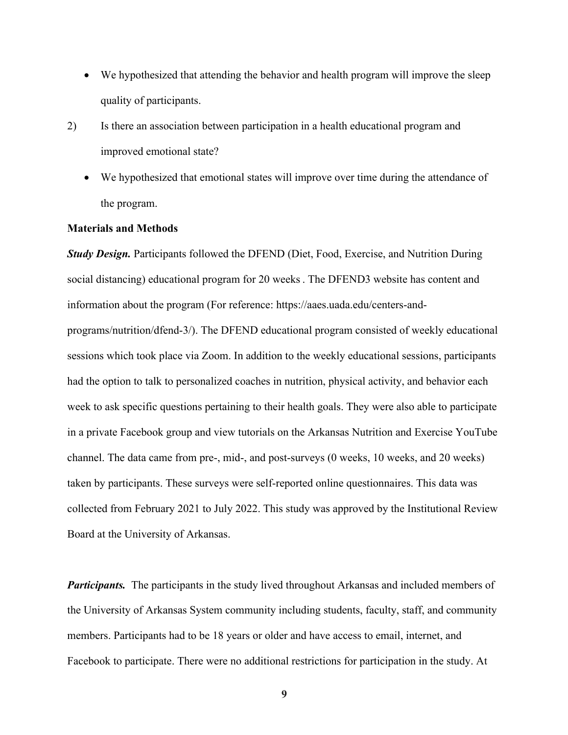- We hypothesized that attending the behavior and health program will improve the sleep quality of participants.

2) Is there an association between participation in a health educational program and improved emotional state?

- We hypothesized that emotional states will improve over time during the attendance of the program.

**Materials and Methods**

***Study Design.*** Participants followed the DFEND (Diet, Food, Exercise, and Nutrition During social distancing) educational program for 20 weeks . The DFEND3 website has content and information about the program (For reference: https://aaes.uada.edu/centers-and-programs/nutrition/dfend-3/). The DFEND educational program consisted of weekly educational sessions which took place via Zoom. In addition to the weekly educational sessions, participants had the option to talk to personalized coaches in nutrition, physical activity, and behavior each week to ask specific questions pertaining to their health goals. They were also able to participate in a private Facebook group and view tutorials on the Arkansas Nutrition and Exercise YouTube channel. The data came from pre-, mid-, and post-surveys (0 weeks, 10 weeks, and 20 weeks) taken by participants. These surveys were self-reported online questionnaires. This data was collected from February 2021 to July 2022. This study was approved by the Institutional Review Board at the University of Arkansas.

***Participants.*** The participants in the study lived throughout Arkansas and included members of the University of Arkansas System community including students, faculty, staff, and community members. Participants had to be 18 years or older and have access to email, internet, and Facebook to participate. There were no additional restrictions for participation in the study. At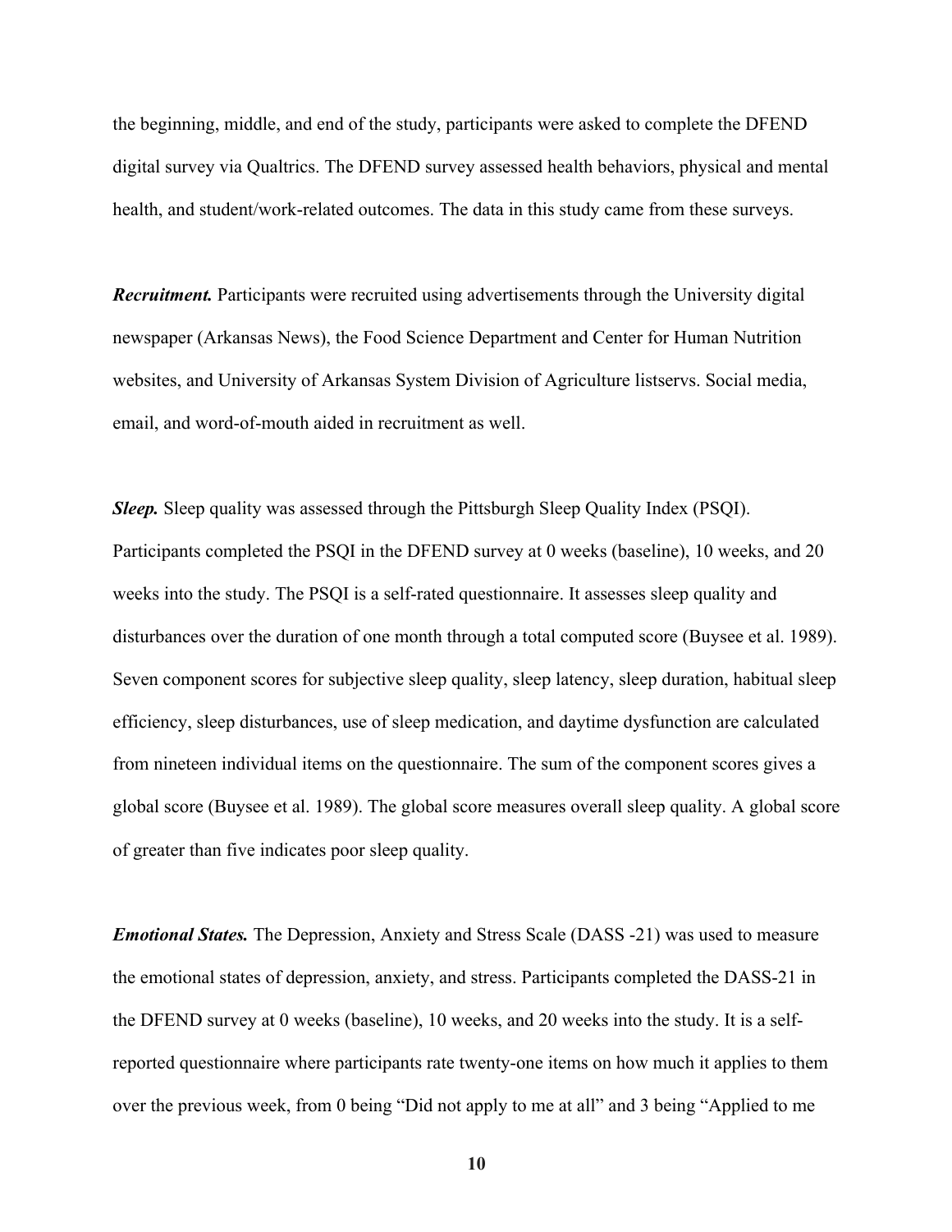the beginning, middle, and end of the study, participants were asked to complete the DFEND digital survey via Qualtrics. The DFEND survey assessed health behaviors, physical and mental health, and student/work-related outcomes. The data in this study came from these surveys.

***Recruitment.*** Participants were recruited using advertisements through the University digital newspaper (Arkansas News), the Food Science Department and Center for Human Nutrition websites, and University of Arkansas System Division of Agriculture listservs. Social media, email, and word-of-mouth aided in recruitment as well.

***Sleep.*** Sleep quality was assessed through the Pittsburgh Sleep Quality Index (PSQI). Participants completed the PSQI in the DFEND survey at 0 weeks (baseline), 10 weeks, and 20 weeks into the study. The PSQI is a self-rated questionnaire. It assesses sleep quality and disturbances over the duration of one month through a total computed score (Buysee et al. 1989). Seven component scores for subjective sleep quality, sleep latency, sleep duration, habitual sleep efficiency, sleep disturbances, use of sleep medication, and daytime dysfunction are calculated from nineteen individual items on the questionnaire. The sum of the component scores gives a global score (Buysee et al. 1989). The global score measures overall sleep quality. A global score of greater than five indicates poor sleep quality.

***Emotional States.*** The Depression, Anxiety and Stress Scale (DASS -21) was used to measure the emotional states of depression, anxiety, and stress. Participants completed the DASS-21 in the DFEND survey at 0 weeks (baseline), 10 weeks, and 20 weeks into the study. It is a self-reported questionnaire where participants rate twenty-one items on how much it applies to them over the previous week, from 0 being "Did not apply to me at all" and 3 being "Applied to me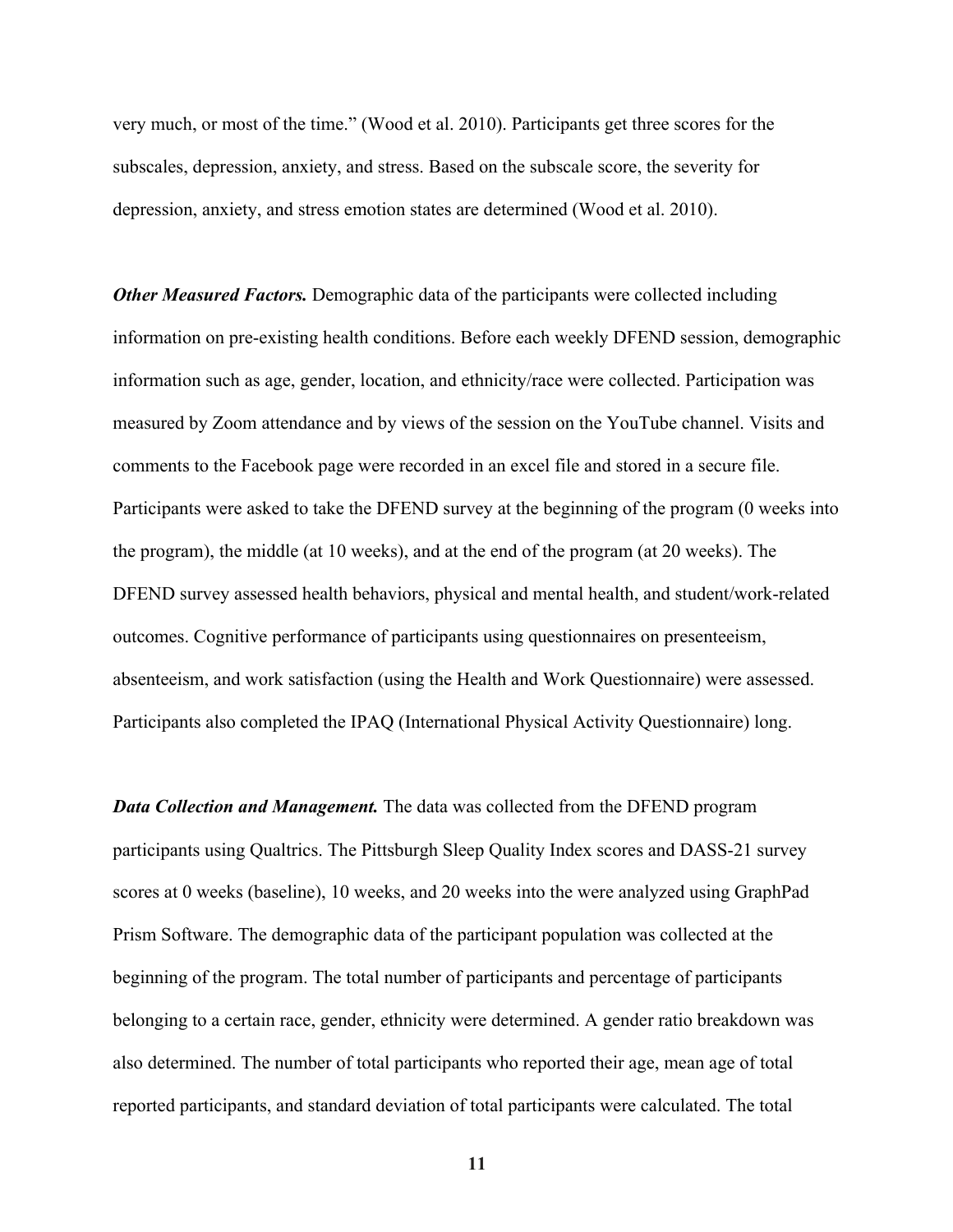very much, or most of the time." (Wood et al. 2010). Participants get three scores for the subscales, depression, anxiety, and stress. Based on the subscale score, the severity for depression, anxiety, and stress emotion states are determined (Wood et al. 2010).

***Other Measured Factors.*** Demographic data of the participants were collected including information on pre-existing health conditions. Before each weekly DFEND session, demographic information such as age, gender, location, and ethnicity/race were collected. Participation was measured by Zoom attendance and by views of the session on the YouTube channel. Visits and comments to the Facebook page were recorded in an excel file and stored in a secure file. Participants were asked to take the DFEND survey at the beginning of the program (0 weeks into the program), the middle (at 10 weeks), and at the end of the program (at 20 weeks). The DFEND survey assessed health behaviors, physical and mental health, and student/work-related outcomes. Cognitive performance of participants using questionnaires on presenteeism, absenteeism, and work satisfaction (using the Health and Work Questionnaire) were assessed. Participants also completed the IPAQ (International Physical Activity Questionnaire) long.

***Data Collection and Management.*** The data was collected from the DFEND program participants using Qualtrics. The Pittsburgh Sleep Quality Index scores and DASS-21 survey scores at 0 weeks (baseline), 10 weeks, and 20 weeks into the were analyzed using GraphPad Prism Software. The demographic data of the participant population was collected at the beginning of the program. The total number of participants and percentage of participants belonging to a certain race, gender, ethnicity were determined. A gender ratio breakdown was also determined. The number of total participants who reported their age, mean age of total reported participants, and standard deviation of total participants were calculated. The total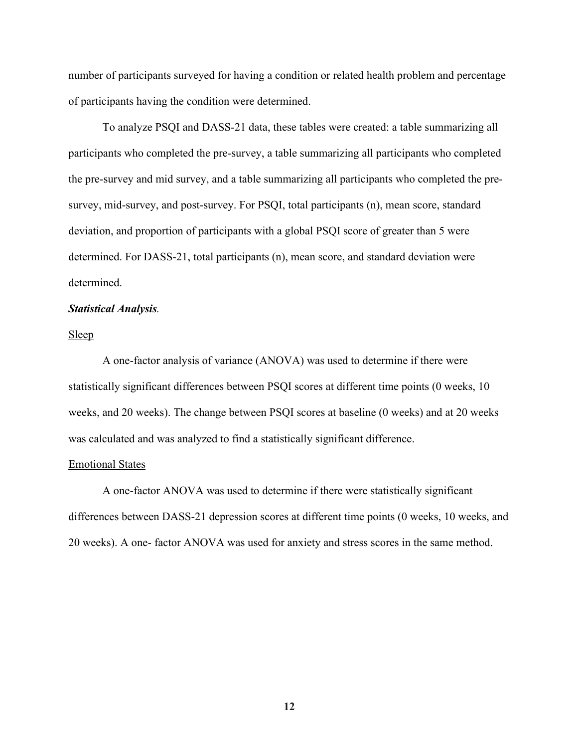number of participants surveyed for having a condition or related health problem and percentage of participants having the condition were determined.

To analyze PSQI and DASS-21 data, these tables were created: a table summarizing all participants who completed the pre-survey, a table summarizing all participants who completed the pre-survey and mid survey, and a table summarizing all participants who completed the pre-survey, mid-survey, and post-survey. For PSQI, total participants (n), mean score, standard deviation, and proportion of participants with a global PSQI score of greater than 5 were determined. For DASS-21, total participants (n), mean score, and standard deviation were determined.

***Statistical Analysis*.**

Sleep

A one-factor analysis of variance (ANOVA) was used to determine if there were statistically significant differences between PSQI scores at different time points (0 weeks, 10 weeks, and 20 weeks). The change between PSQI scores at baseline (0 weeks) and at 20 weeks was calculated and was analyzed to find a statistically significant difference.

Emotional States

A one-factor ANOVA was used to determine if there were statistically significant differences between DASS-21 depression scores at different time points (0 weeks, 10 weeks, and 20 weeks). A one- factor ANOVA was used for anxiety and stress scores in the same method.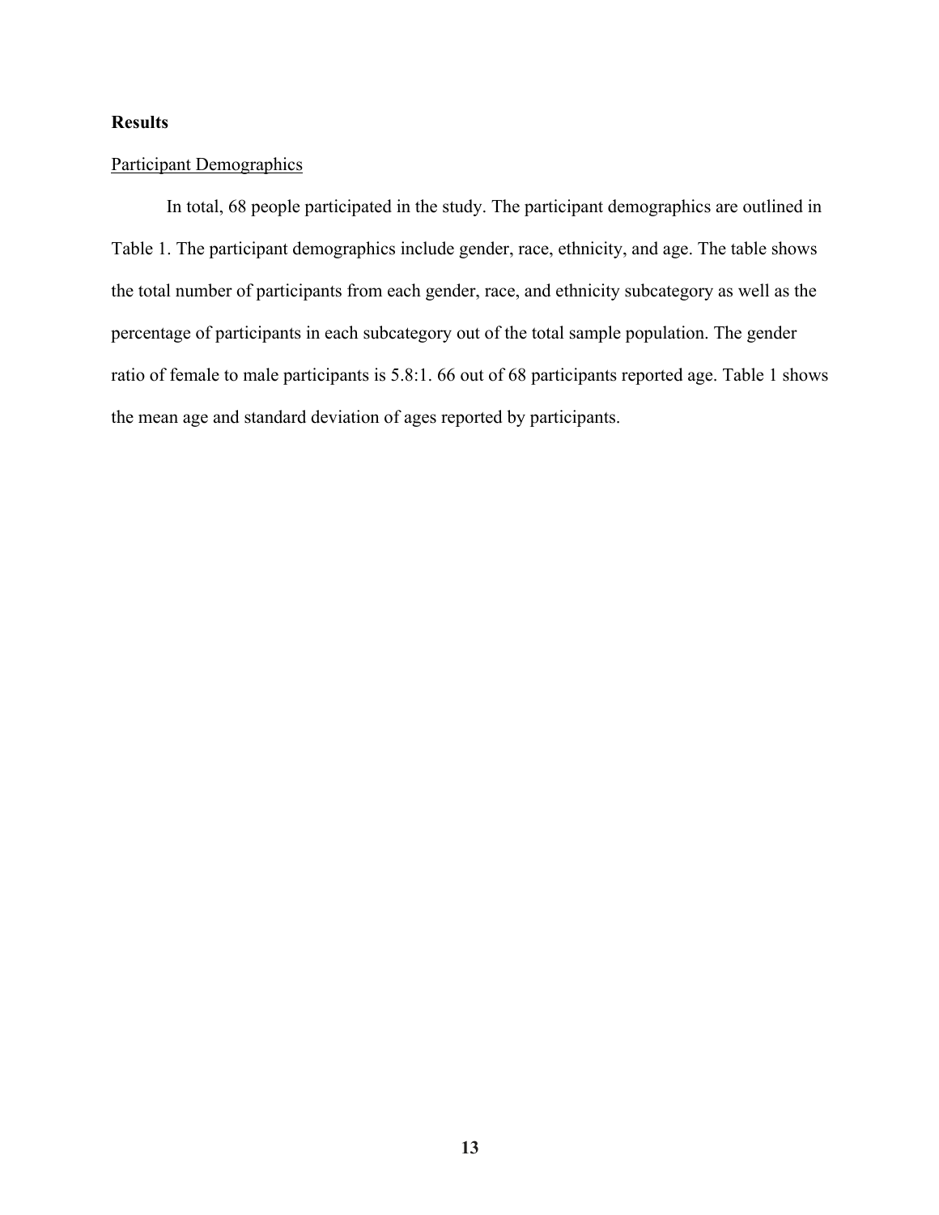## Results

### Participant Demographics

In total, 68 people participated in the study. The participant demographics are outlined in Table 1. The participant demographics include gender, race, ethnicity, and age. The table shows the total number of participants from each gender, race, and ethnicity subcategory as well as the percentage of participants in each subcategory out of the total sample population. The gender ratio of female to male participants is 5.8:1. 66 out of 68 participants reported age. Table 1 shows the mean age and standard deviation of ages reported by participants.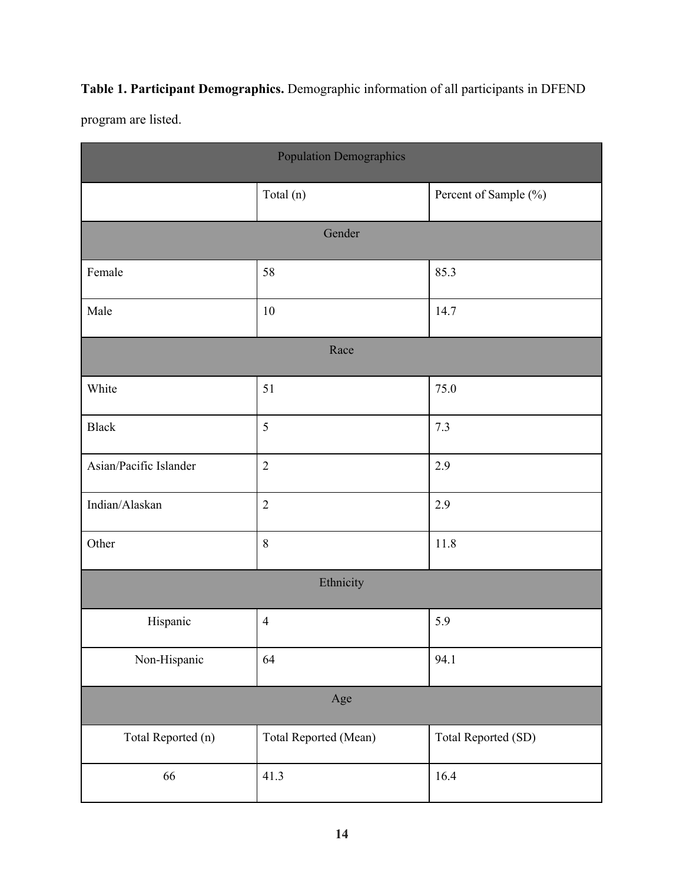**Table 1. Participant Demographics.** Demographic information of all participants in DFEND program are listed.

| Population Demographics | | |
|---|---|---|
| | Total (n) | Percent of Sample (%) |
| Gender | | |
| Female | 58 | 85.3 |
| Male | 10 | 14.7 |
| Race | | |
| White | 51 | 75.0 |
| Black | 5 | 7.3 |
| Asian/Pacific Islander | 2 | 2.9 |
| Indian/Alaskan | 2 | 2.9 |
| Other | 8 | 11.8 |
| Ethnicity | | |
| Hispanic | 4 | 5.9 |
| Non-Hispanic | 64 | 94.1 |
| Age | | |
| Total Reported (n) | Total Reported (Mean) | Total Reported (SD) |
| 66 | 41.3 | 16.4 |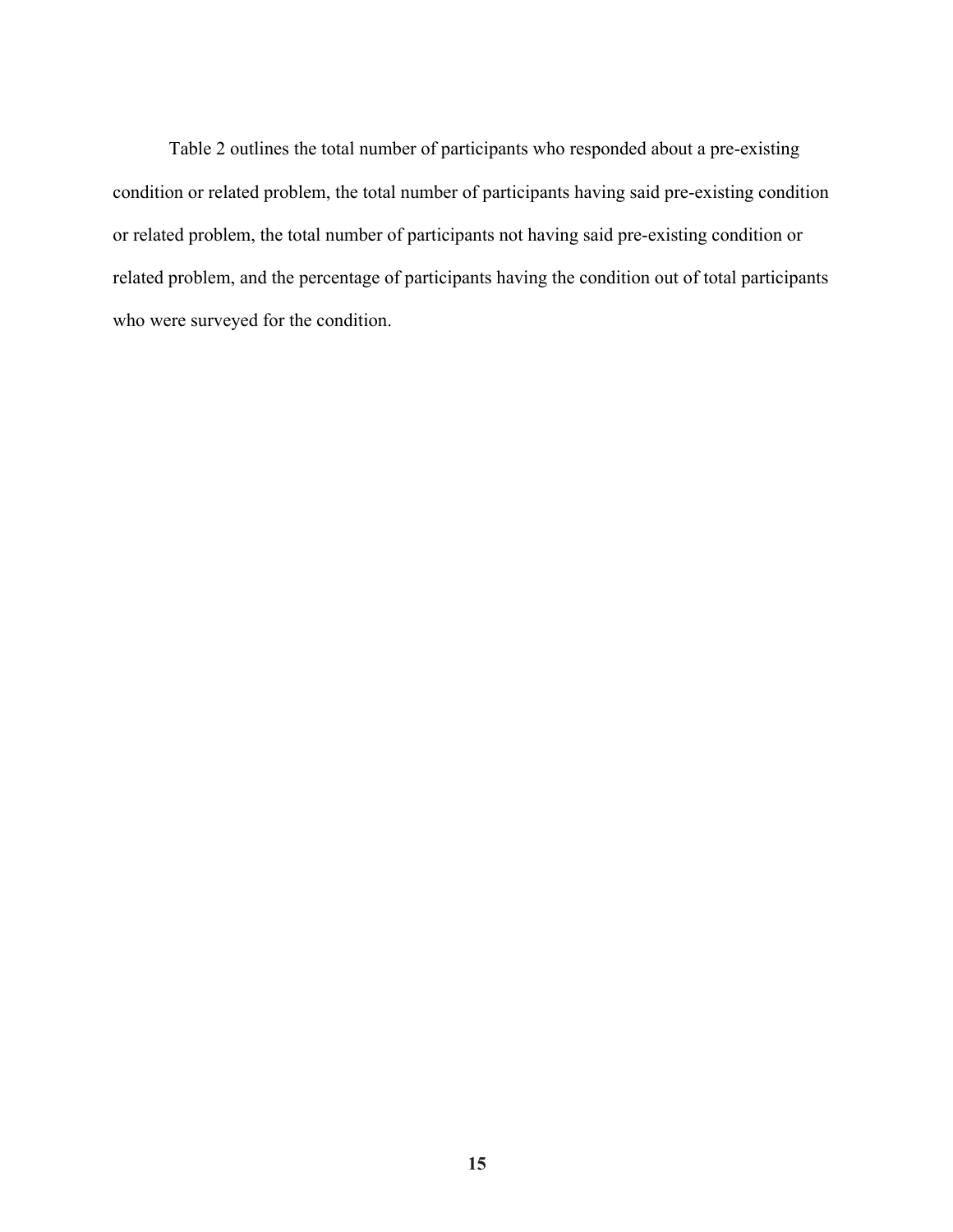Table 2 outlines the total number of participants who responded about a pre-existing condition or related problem, the total number of participants having said pre-existing condition or related problem, the total number of participants not having said pre-existing condition or related problem, and the percentage of participants having the condition out of total participants who were surveyed for the condition.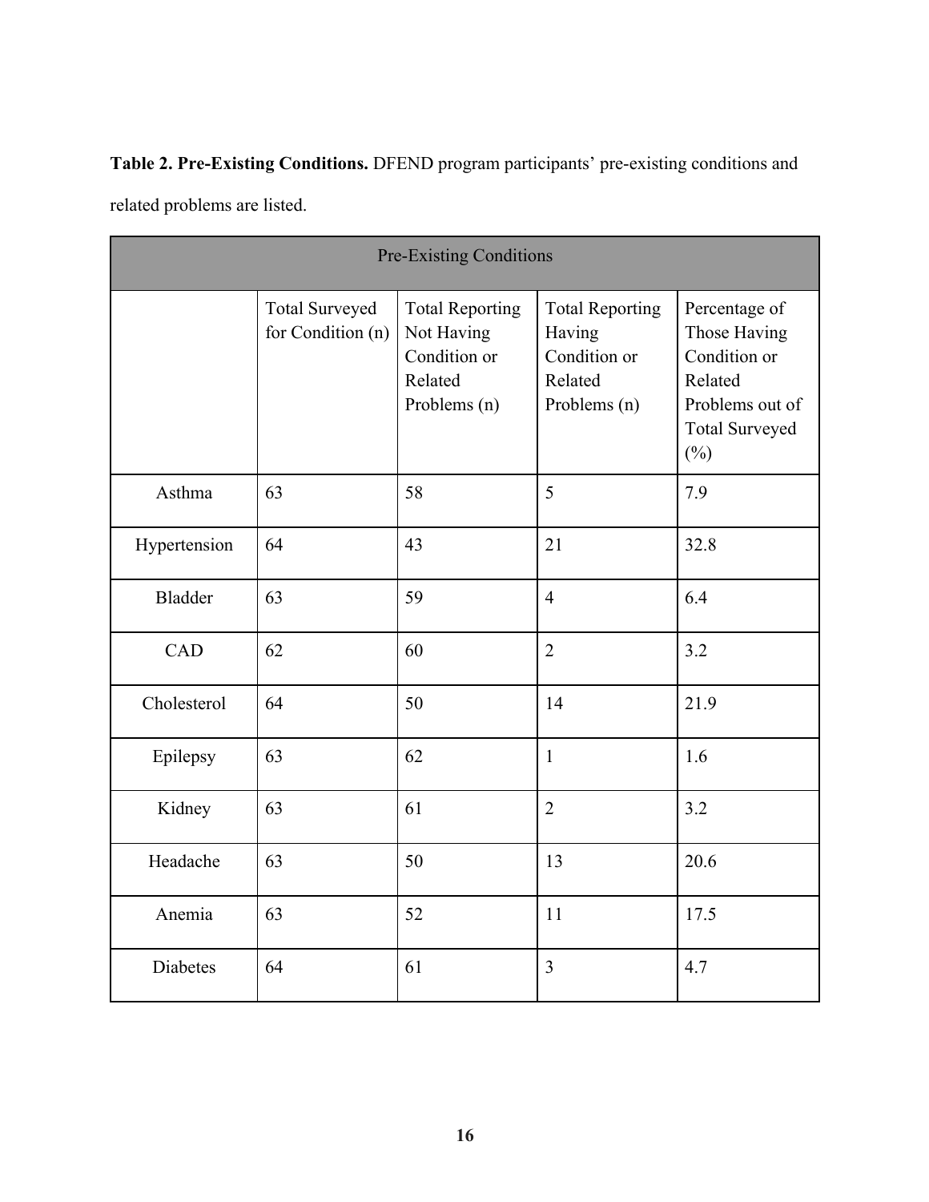**Table 2. Pre-Existing Conditions.** DFEND program participants' pre-existing conditions and related problems are listed.

| Pre-Existing Conditions | | | | |
|---|---|---|---|---|
| | Total Surveyed for Condition (n) | Total Reporting Not Having Condition or Related Problems (n) | Total Reporting Having Condition or Related Problems (n) | Percentage of Those Having Condition or Related Problems out of Total Surveyed (%) |
| Asthma | 63 | 58 | 5 | 7.9 |
| Hypertension | 64 | 43 | 21 | 32.8 |
| Bladder | 63 | 59 | 4 | 6.4 |
| CAD | 62 | 60 | 2 | 3.2 |
| Cholesterol | 64 | 50 | 14 | 21.9 |
| Epilepsy | 63 | 62 | 1 | 1.6 |
| Kidney | 63 | 61 | 2 | 3.2 |
| Headache | 63 | 50 | 13 | 20.6 |
| Anemia | 63 | 52 | 11 | 17.5 |
| Diabetes | 64 | 61 | 3 | 4.7 |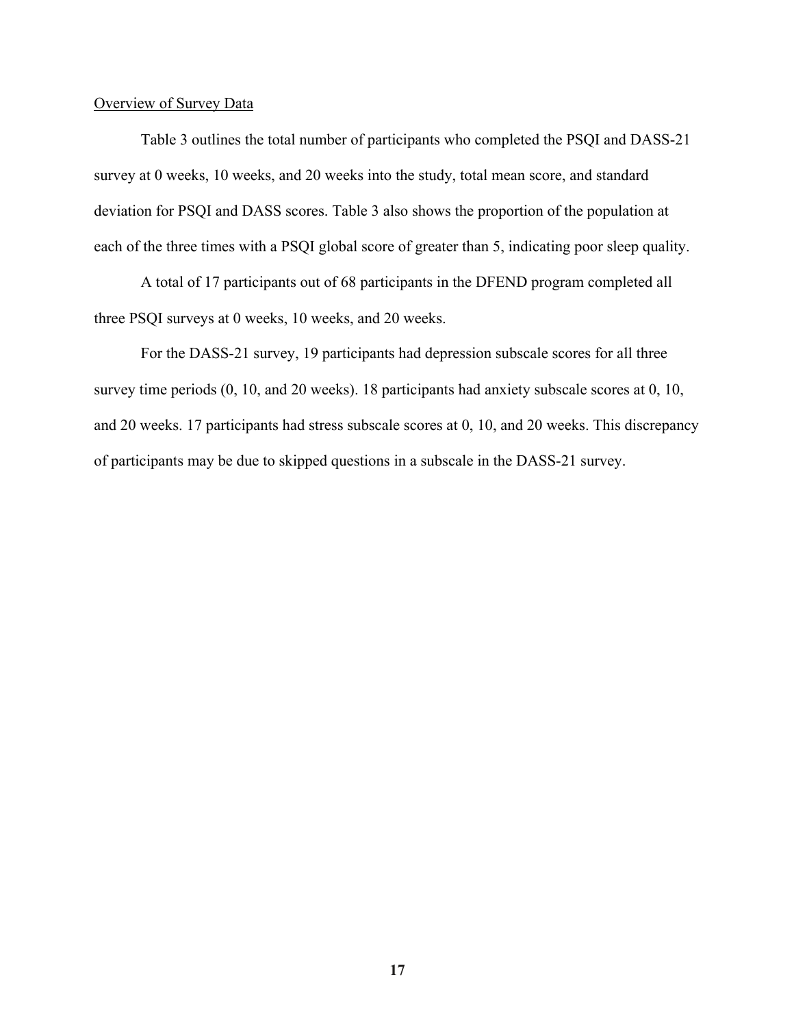<u>Overview of Survey Data</u>

Table 3 outlines the total number of participants who completed the PSQI and DASS-21 survey at 0 weeks, 10 weeks, and 20 weeks into the study, total mean score, and standard deviation for PSQI and DASS scores. Table 3 also shows the proportion of the population at each of the three times with a PSQI global score of greater than 5, indicating poor sleep quality.

A total of 17 participants out of 68 participants in the DFEND program completed all three PSQI surveys at 0 weeks, 10 weeks, and 20 weeks.

For the DASS-21 survey, 19 participants had depression subscale scores for all three survey time periods (0, 10, and 20 weeks). 18 participants had anxiety subscale scores at 0, 10, and 20 weeks. 17 participants had stress subscale scores at 0, 10, and 20 weeks. This discrepancy of participants may be due to skipped questions in a subscale in the DASS-21 survey.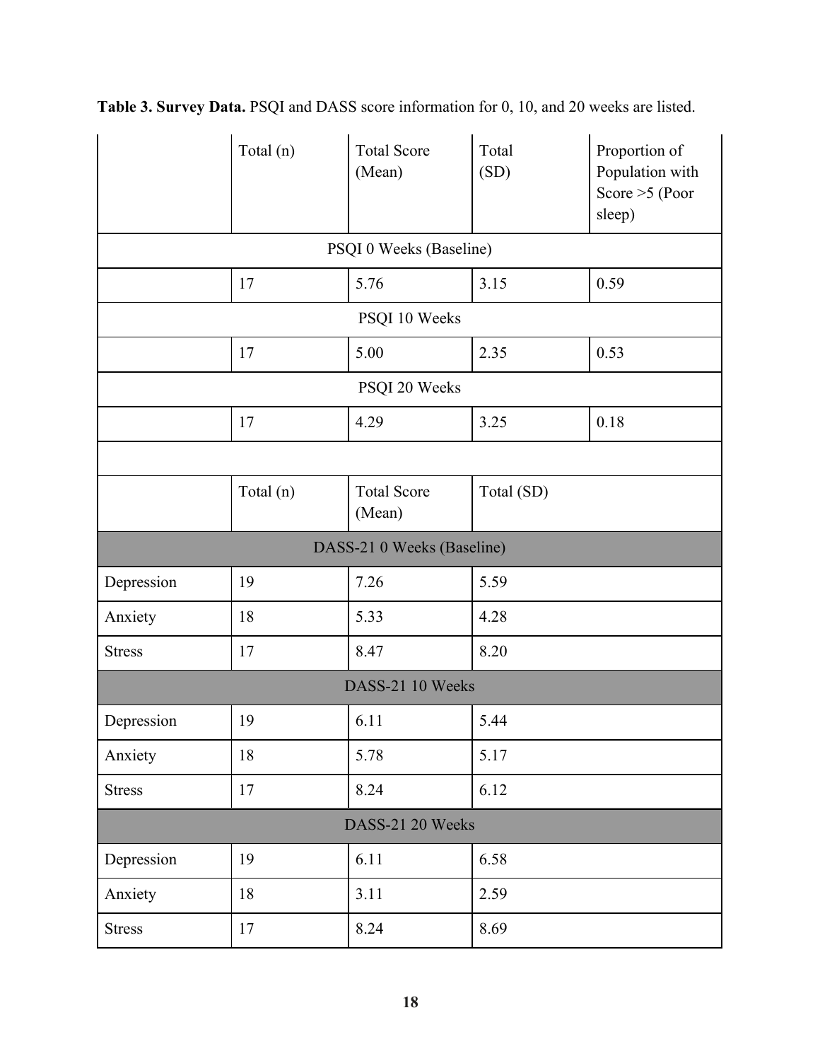**Table 3. Survey Data.** PSQI and DASS score information for 0, 10, and 20 weeks are listed.

| | Total (n) | Total Score (Mean) | Total (SD) | Proportion of Population with Score >5 (Poor sleep) |
|---|---|---|---|---|
| PSQI 0 Weeks (Baseline) | | | | |
| | 17 | 5.76 | 3.15 | 0.59 |
| PSQI 10 Weeks | | | | |
| | 17 | 5.00 | 2.35 | 0.53 |
| PSQI 20 Weeks | | | | |
| | 17 | 4.29 | 3.25 | 0.18 |

| | Total (n) | Total Score (Mean) | Total (SD) |
|---|---|---|---|
| DASS-21 0 Weeks (Baseline) | | | |
| Depression | 19 | 7.26 | 5.59 |
| Anxiety | 18 | 5.33 | 4.28 |
| Stress | 17 | 8.47 | 8.20 |
| DASS-21 10 Weeks | | | |
| Depression | 19 | 6.11 | 5.44 |
| Anxiety | 18 | 5.78 | 5.17 |
| Stress | 17 | 8.24 | 6.12 |
| DASS-21 20 Weeks | | | |
| Depression | 19 | 6.11 | 6.58 |
| Anxiety | 18 | 3.11 | 2.59 |
| Stress | 17 | 8.24 | 8.69 |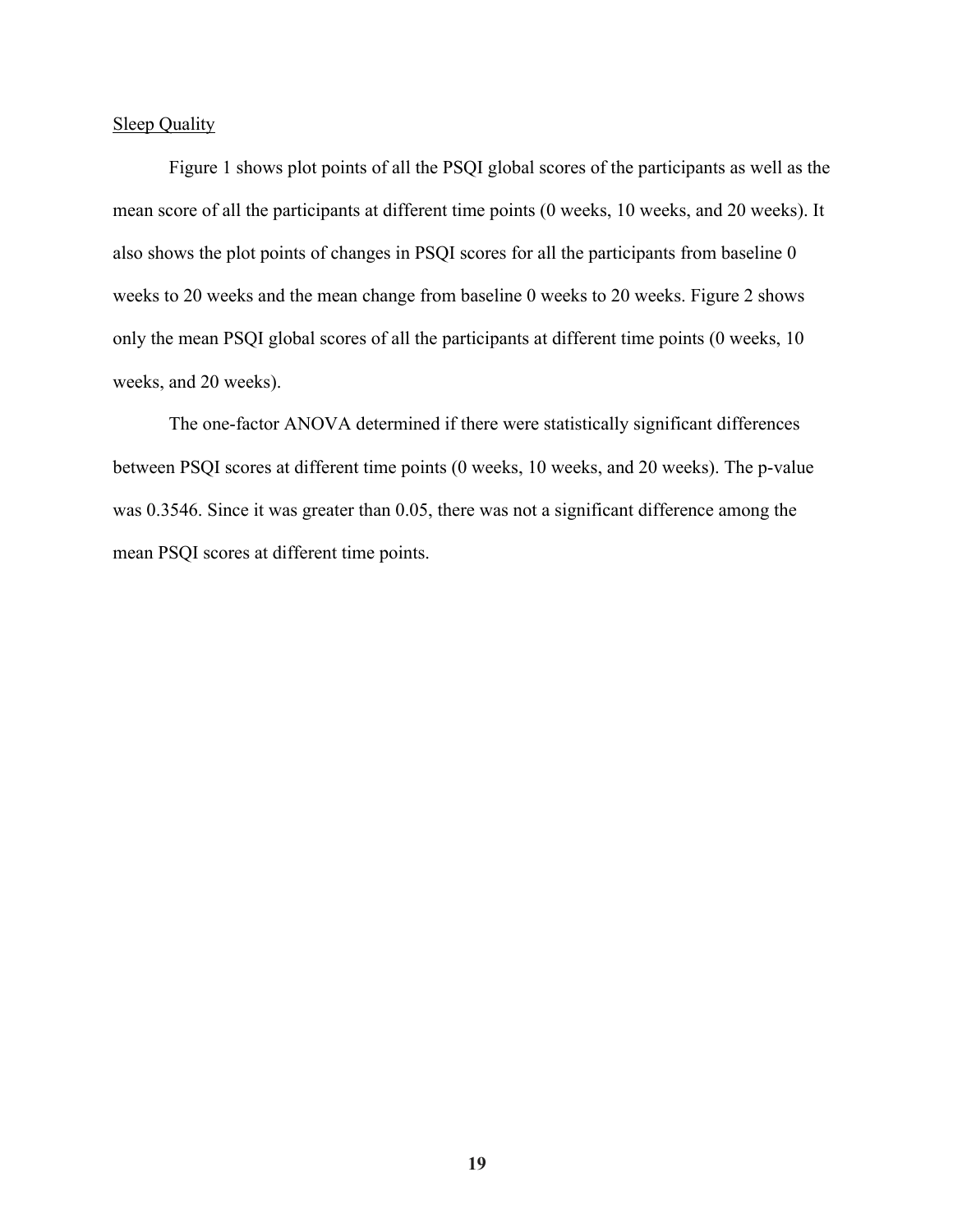Sleep Quality

Figure 1 shows plot points of all the PSQI global scores of the participants as well as the mean score of all the participants at different time points (0 weeks, 10 weeks, and 20 weeks). It also shows the plot points of changes in PSQI scores for all the participants from baseline 0 weeks to 20 weeks and the mean change from baseline 0 weeks to 20 weeks. Figure 2 shows only the mean PSQI global scores of all the participants at different time points (0 weeks, 10 weeks, and 20 weeks).

The one-factor ANOVA determined if there were statistically significant differences between PSQI scores at different time points (0 weeks, 10 weeks, and 20 weeks). The p-value was 0.3546. Since it was greater than 0.05, there was not a significant difference among the mean PSQI scores at different time points.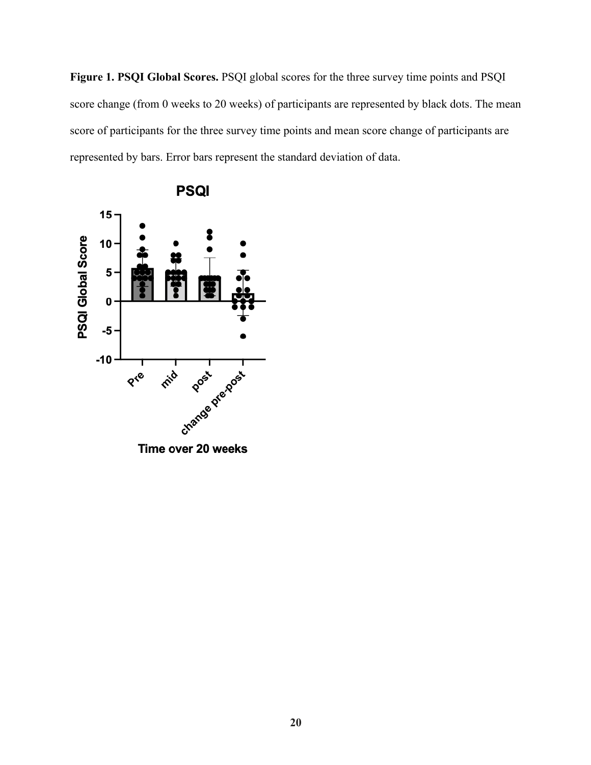**Figure 1. PSQI Global Scores.** PSQI global scores for the three survey time points and PSQI score change (from 0 weeks to 20 weeks) of participants are represented by black dots. The mean score of participants for the three survey time points and mean score change of participants are represented by bars. Error bars represent the standard deviation of data.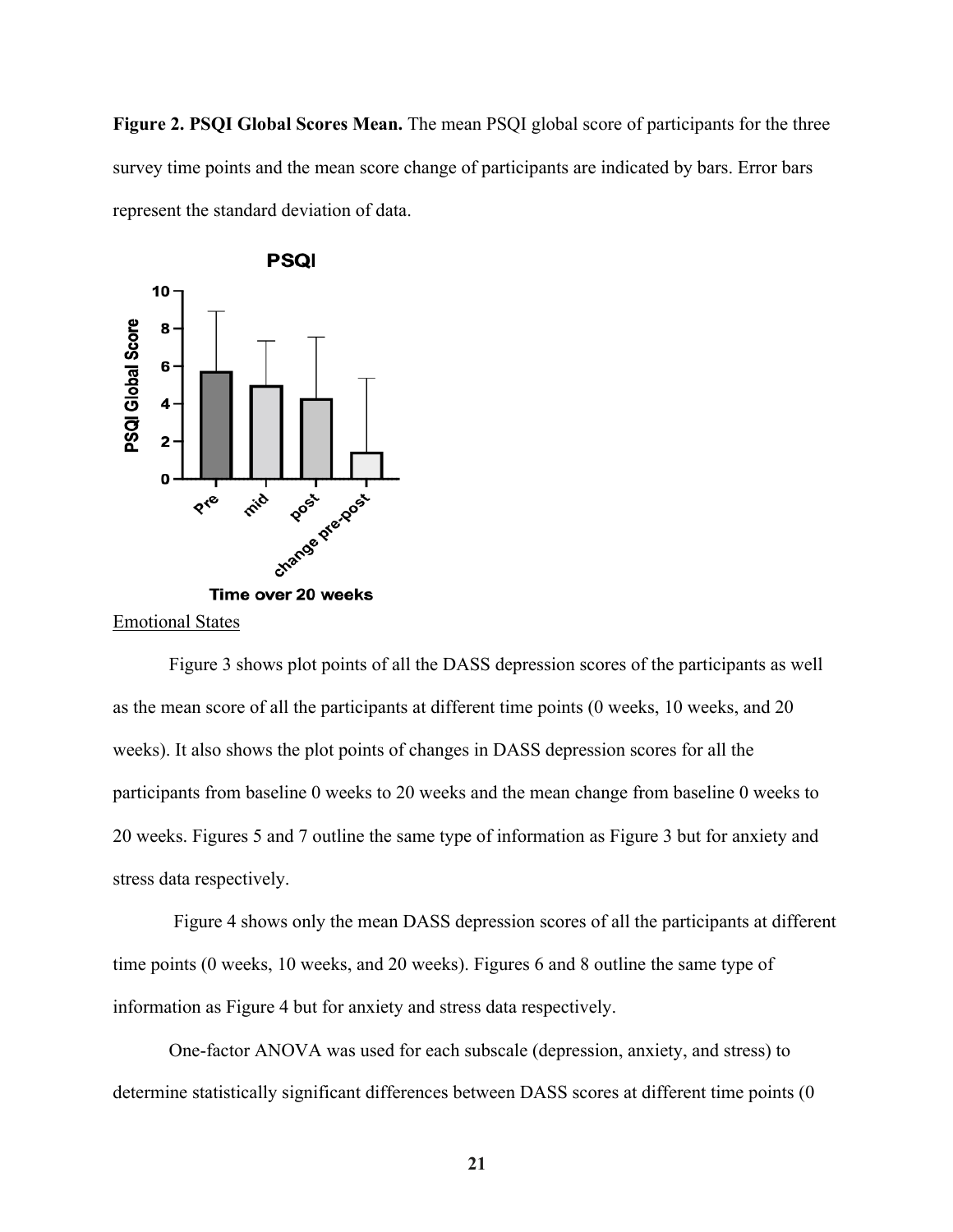**Figure 2. PSQI Global Scores Mean.** The mean PSQI global score of participants for the three survey time points and the mean score change of participants are indicated by bars. Error bars represent the standard deviation of data.

Emotional States

Figure 3 shows plot points of all the DASS depression scores of the participants as well as the mean score of all the participants at different time points (0 weeks, 10 weeks, and 20 weeks). It also shows the plot points of changes in DASS depression scores for all the participants from baseline 0 weeks to 20 weeks and the mean change from baseline 0 weeks to 20 weeks. Figures 5 and 7 outline the same type of information as Figure 3 but for anxiety and stress data respectively.

Figure 4 shows only the mean DASS depression scores of all the participants at different time points (0 weeks, 10 weeks, and 20 weeks). Figures 6 and 8 outline the same type of information as Figure 4 but for anxiety and stress data respectively.

One-factor ANOVA was used for each subscale (depression, anxiety, and stress) to determine statistically significant differences between DASS scores at different time points (0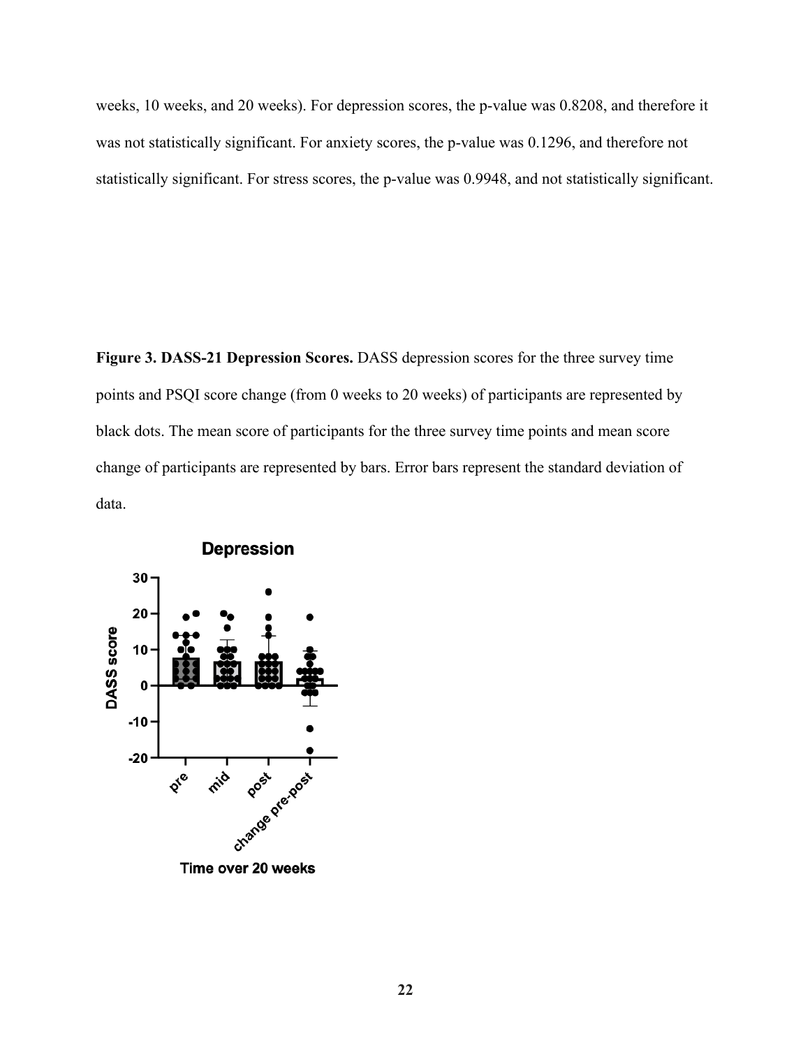weeks, 10 weeks, and 20 weeks). For depression scores, the p-value was 0.8208, and therefore it was not statistically significant. For anxiety scores, the p-value was 0.1296, and therefore not statistically significant. For stress scores, the p-value was 0.9948, and not statistically significant.

**Figure 3. DASS-21 Depression Scores.** DASS depression scores for the three survey time points and PSQI score change (from 0 weeks to 20 weeks) of participants are represented by black dots. The mean score of participants for the three survey time points and mean score change of participants are represented by bars. Error bars represent the standard deviation of data.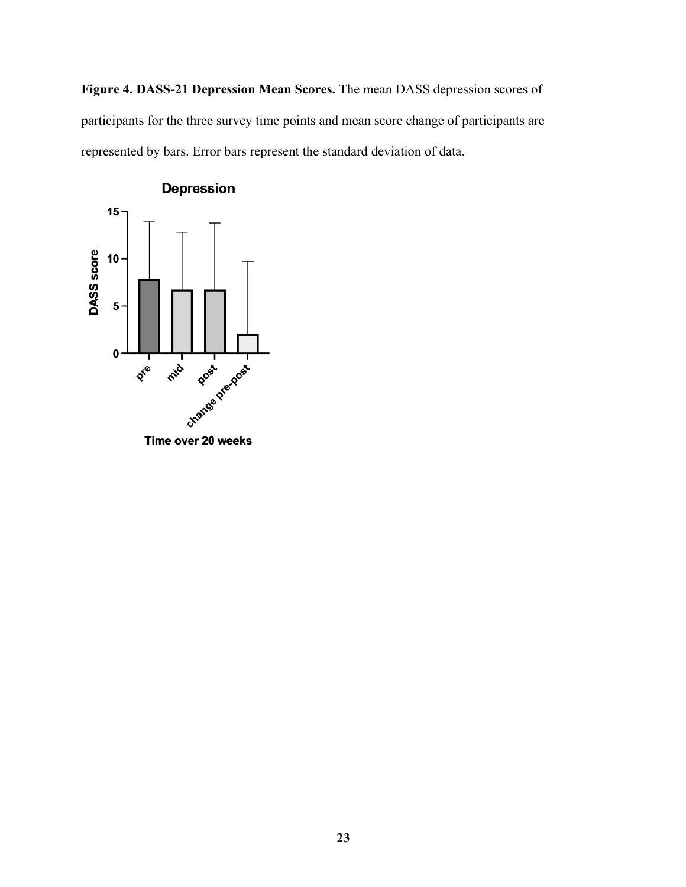**Figure 4. DASS-21 Depression Mean Scores.** The mean DASS depression scores of participants for the three survey time points and mean score change of participants are represented by bars. Error bars represent the standard deviation of data.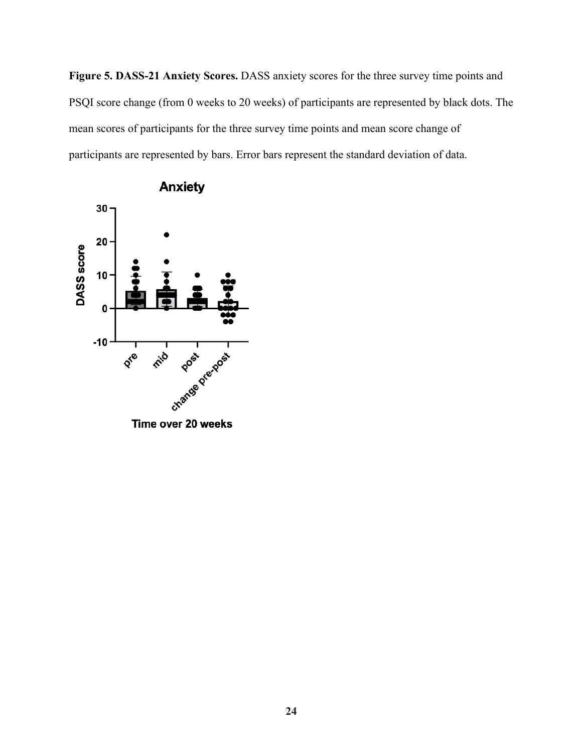**Figure 5. DASS-21 Anxiety Scores.** DASS anxiety scores for the three survey time points and PSQI score change (from 0 weeks to 20 weeks) of participants are represented by black dots. The mean scores of participants for the three survey time points and mean score change of participants are represented by bars. Error bars represent the standard deviation of data.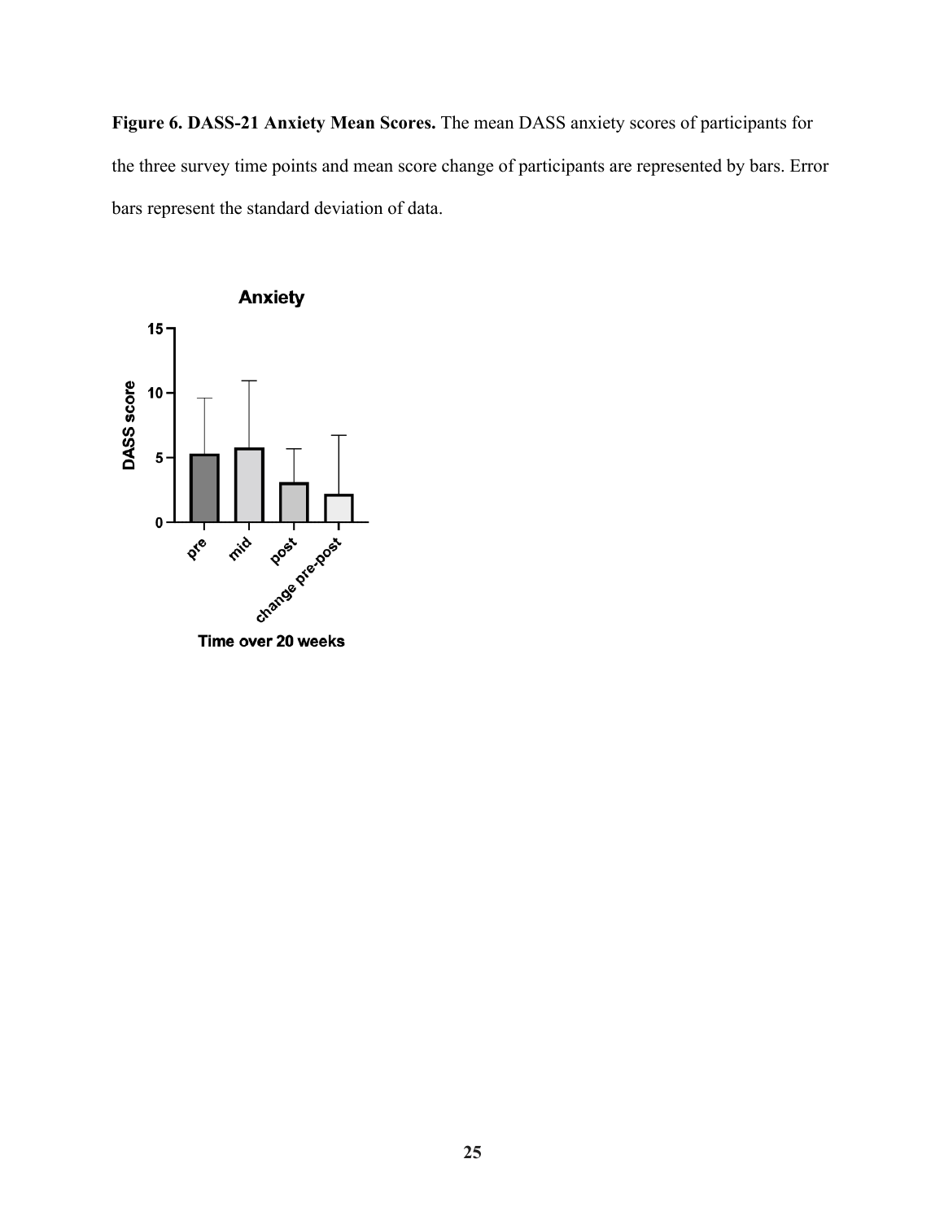**Figure 6. DASS-21 Anxiety Mean Scores.** The mean DASS anxiety scores of participants for the three survey time points and mean score change of participants are represented by bars. Error bars represent the standard deviation of data.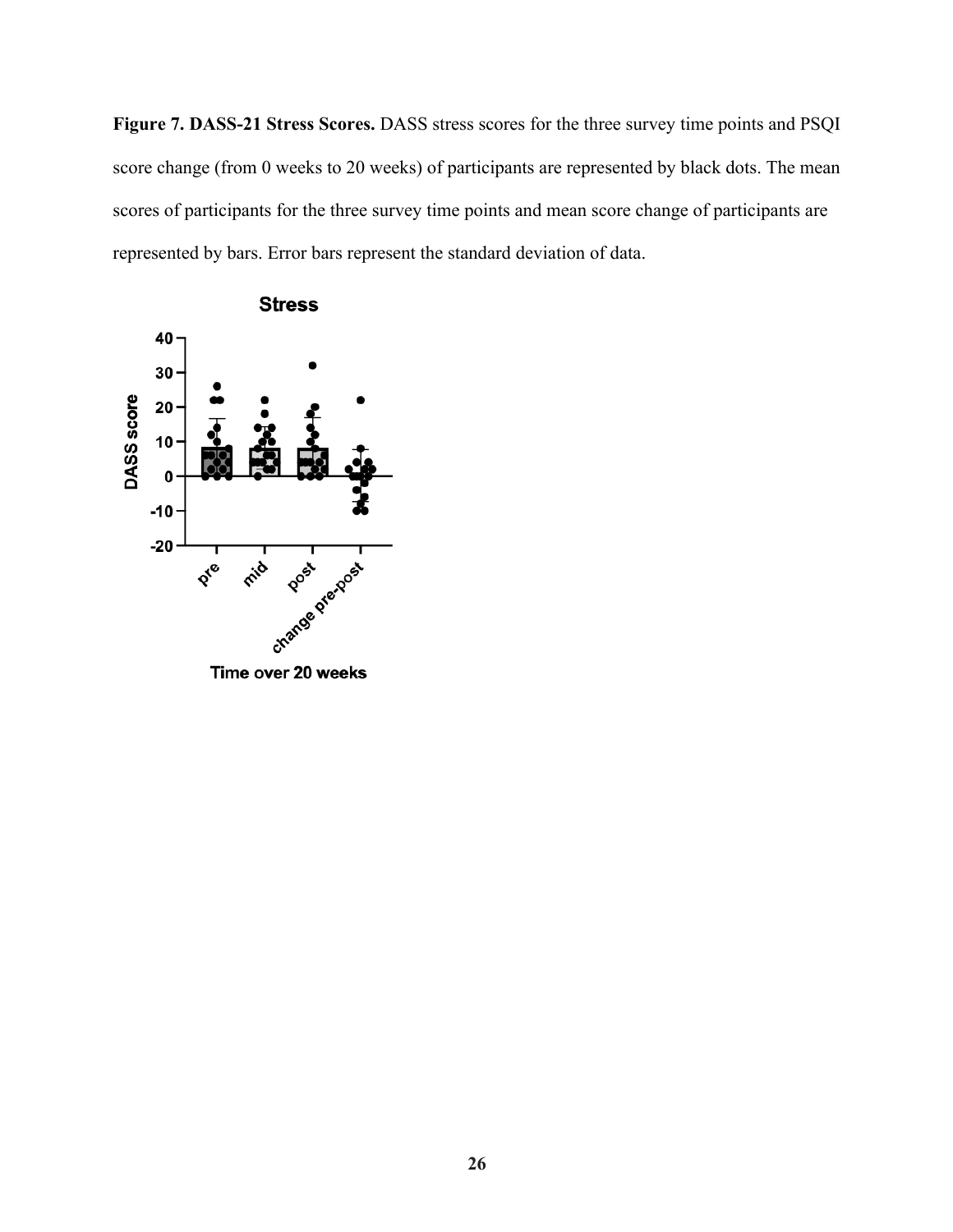**Figure 7. DASS-21 Stress Scores.** DASS stress scores for the three survey time points and PSQI score change (from 0 weeks to 20 weeks) of participants are represented by black dots. The mean scores of participants for the three survey time points and mean score change of participants are represented by bars. Error bars represent the standard deviation of data.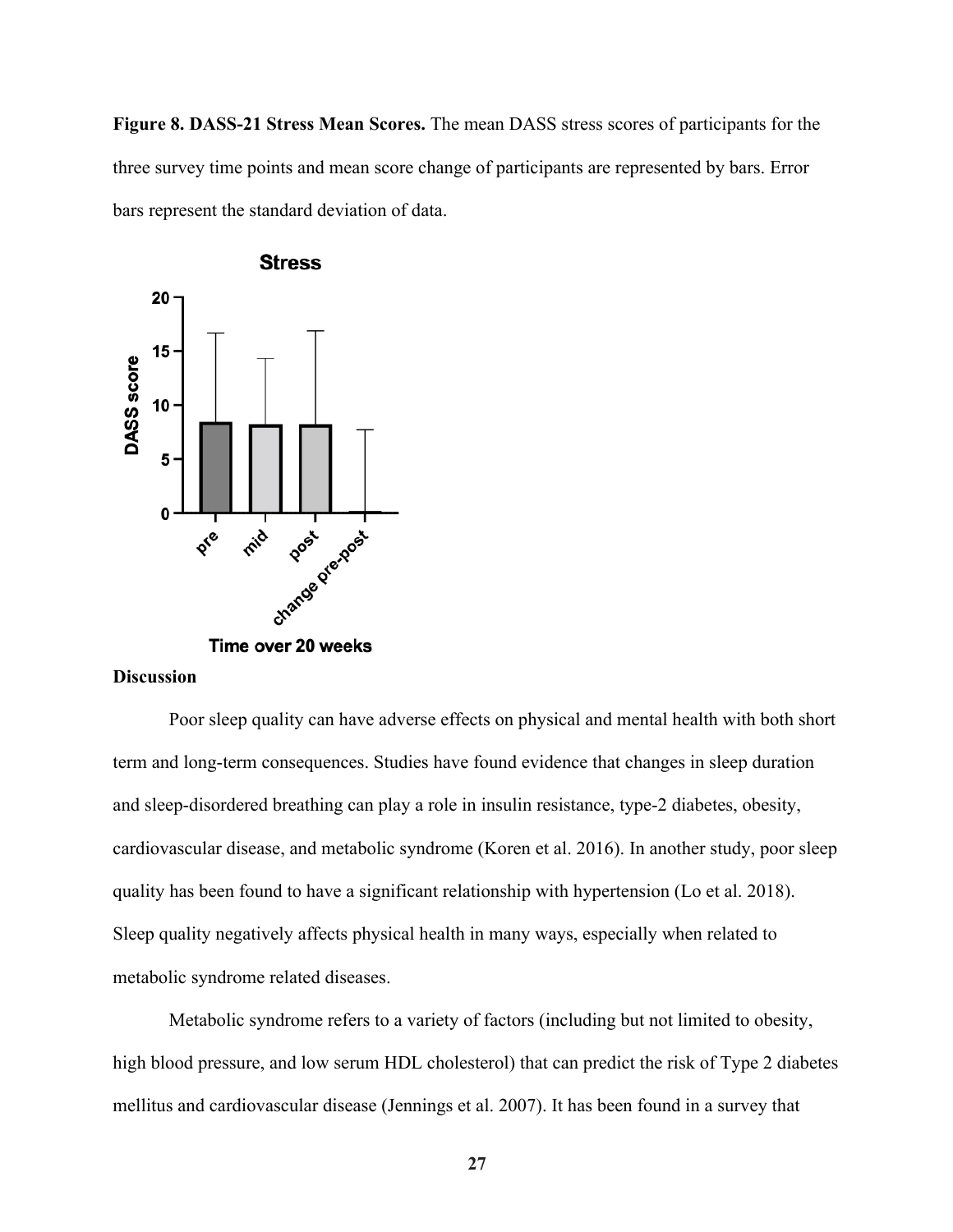**Figure 8. DASS-21 Stress Mean Scores.** The mean DASS stress scores of participants for the three survey time points and mean score change of participants are represented by bars. Error bars represent the standard deviation of data.

## Discussion

Poor sleep quality can have adverse effects on physical and mental health with both short term and long-term consequences. Studies have found evidence that changes in sleep duration and sleep-disordered breathing can play a role in insulin resistance, type-2 diabetes, obesity, cardiovascular disease, and metabolic syndrome (Koren et al. 2016). In another study, poor sleep quality has been found to have a significant relationship with hypertension (Lo et al. 2018). Sleep quality negatively affects physical health in many ways, especially when related to metabolic syndrome related diseases.

Metabolic syndrome refers to a variety of factors (including but not limited to obesity, high blood pressure, and low serum HDL cholesterol) that can predict the risk of Type 2 diabetes mellitus and cardiovascular disease (Jennings et al. 2007). It has been found in a survey that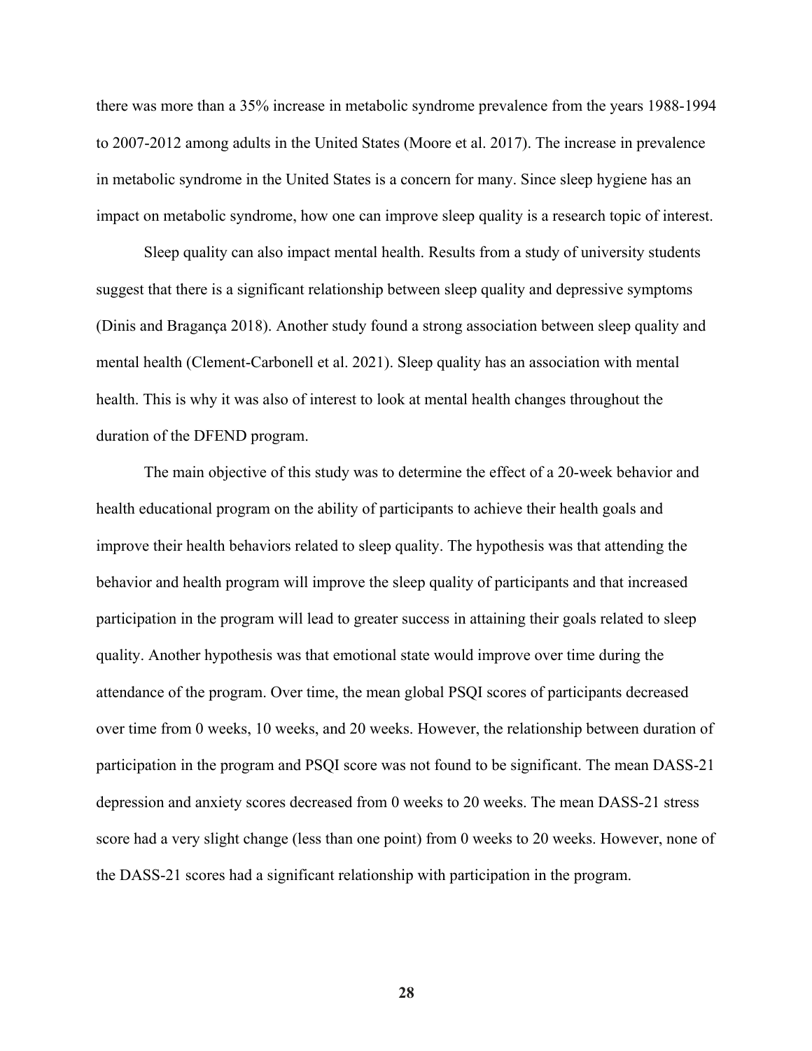there was more than a 35% increase in metabolic syndrome prevalence from the years 1988-1994 to 2007-2012 among adults in the United States (Moore et al. 2017). The increase in prevalence in metabolic syndrome in the United States is a concern for many. Since sleep hygiene has an impact on metabolic syndrome, how one can improve sleep quality is a research topic of interest.

Sleep quality can also impact mental health. Results from a study of university students suggest that there is a significant relationship between sleep quality and depressive symptoms (Dinis and Bragança 2018). Another study found a strong association between sleep quality and mental health (Clement-Carbonell et al. 2021). Sleep quality has an association with mental health. This is why it was also of interest to look at mental health changes throughout the duration of the DFEND program.

The main objective of this study was to determine the effect of a 20-week behavior and health educational program on the ability of participants to achieve their health goals and improve their health behaviors related to sleep quality. The hypothesis was that attending the behavior and health program will improve the sleep quality of participants and that increased participation in the program will lead to greater success in attaining their goals related to sleep quality. Another hypothesis was that emotional state would improve over time during the attendance of the program. Over time, the mean global PSQI scores of participants decreased over time from 0 weeks, 10 weeks, and 20 weeks. However, the relationship between duration of participation in the program and PSQI score was not found to be significant. The mean DASS-21 depression and anxiety scores decreased from 0 weeks to 20 weeks. The mean DASS-21 stress score had a very slight change (less than one point) from 0 weeks to 20 weeks. However, none of the DASS-21 scores had a significant relationship with participation in the program.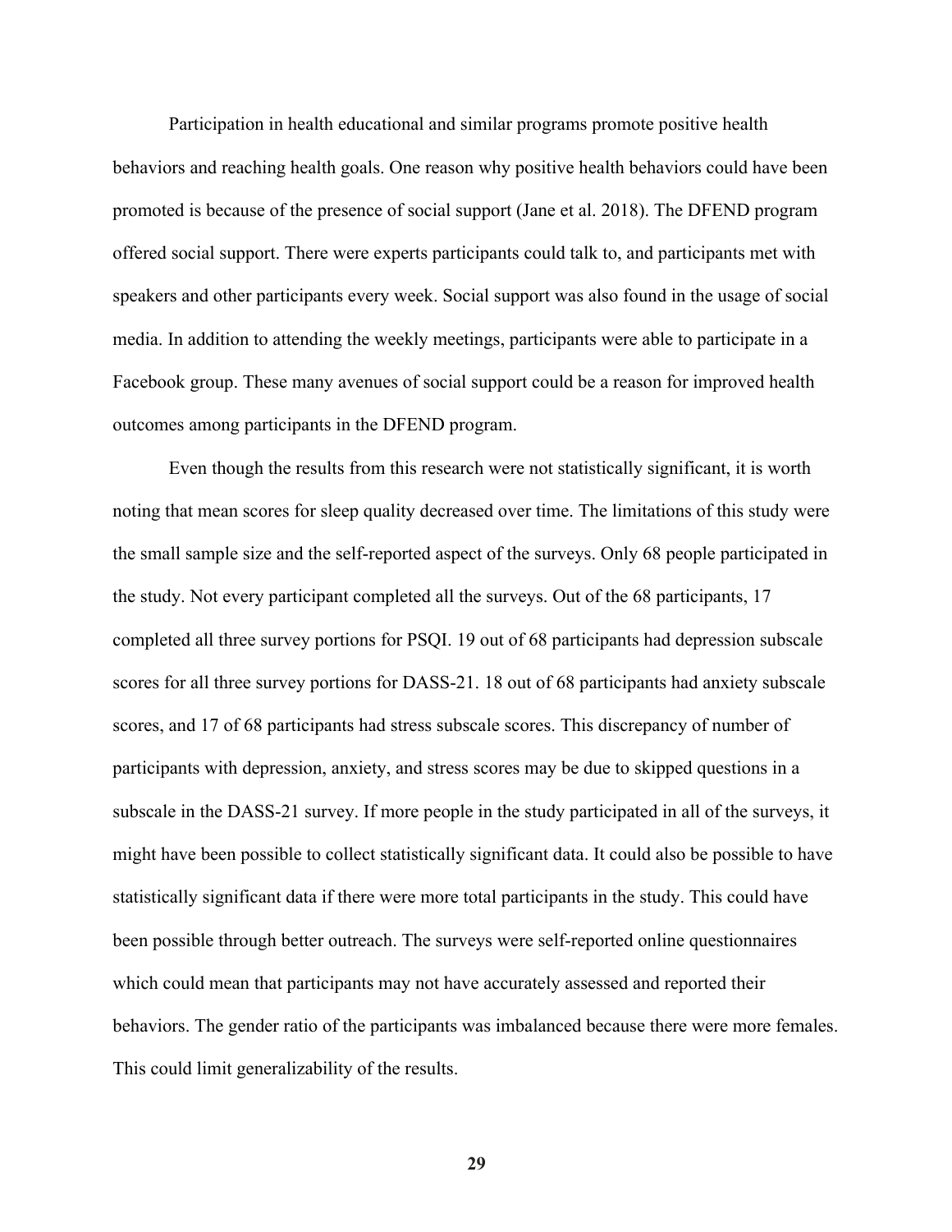Participation in health educational and similar programs promote positive health behaviors and reaching health goals. One reason why positive health behaviors could have been promoted is because of the presence of social support (Jane et al. 2018). The DFEND program offered social support. There were experts participants could talk to, and participants met with speakers and other participants every week. Social support was also found in the usage of social media. In addition to attending the weekly meetings, participants were able to participate in a Facebook group. These many avenues of social support could be a reason for improved health outcomes among participants in the DFEND program.

Even though the results from this research were not statistically significant, it is worth noting that mean scores for sleep quality decreased over time. The limitations of this study were the small sample size and the self-reported aspect of the surveys. Only 68 people participated in the study. Not every participant completed all the surveys. Out of the 68 participants, 17 completed all three survey portions for PSQI. 19 out of 68 participants had depression subscale scores for all three survey portions for DASS-21. 18 out of 68 participants had anxiety subscale scores, and 17 of 68 participants had stress subscale scores. This discrepancy of number of participants with depression, anxiety, and stress scores may be due to skipped questions in a subscale in the DASS-21 survey. If more people in the study participated in all of the surveys, it might have been possible to collect statistically significant data. It could also be possible to have statistically significant data if there were more total participants in the study. This could have been possible through better outreach. The surveys were self-reported online questionnaires which could mean that participants may not have accurately assessed and reported their behaviors. The gender ratio of the participants was imbalanced because there were more females. This could limit generalizability of the results.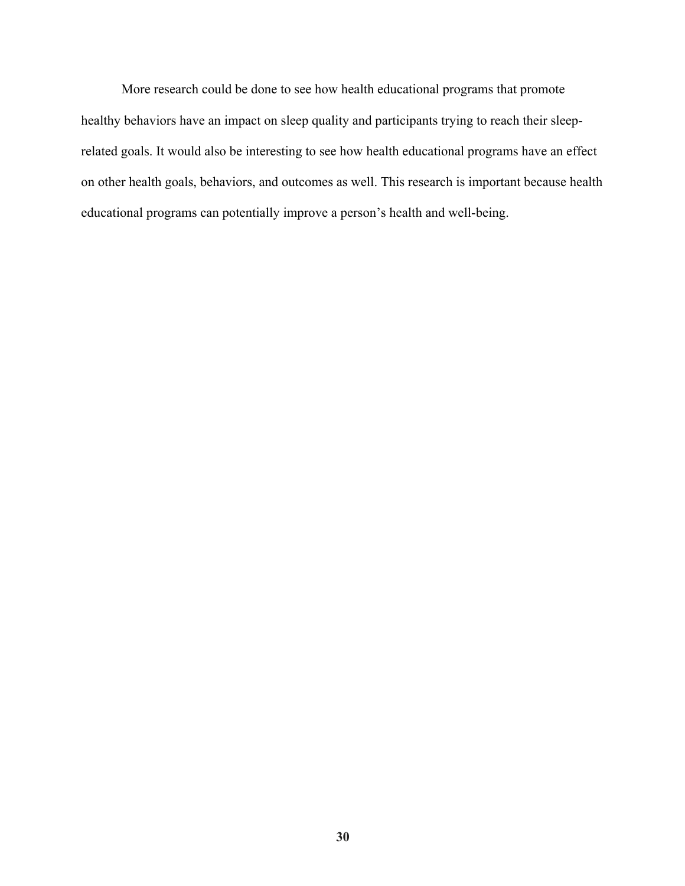More research could be done to see how health educational programs that promote healthy behaviors have an impact on sleep quality and participants trying to reach their sleep-related goals. It would also be interesting to see how health educational programs have an effect on other health goals, behaviors, and outcomes as well. This research is important because health educational programs can potentially improve a person's health and well-being.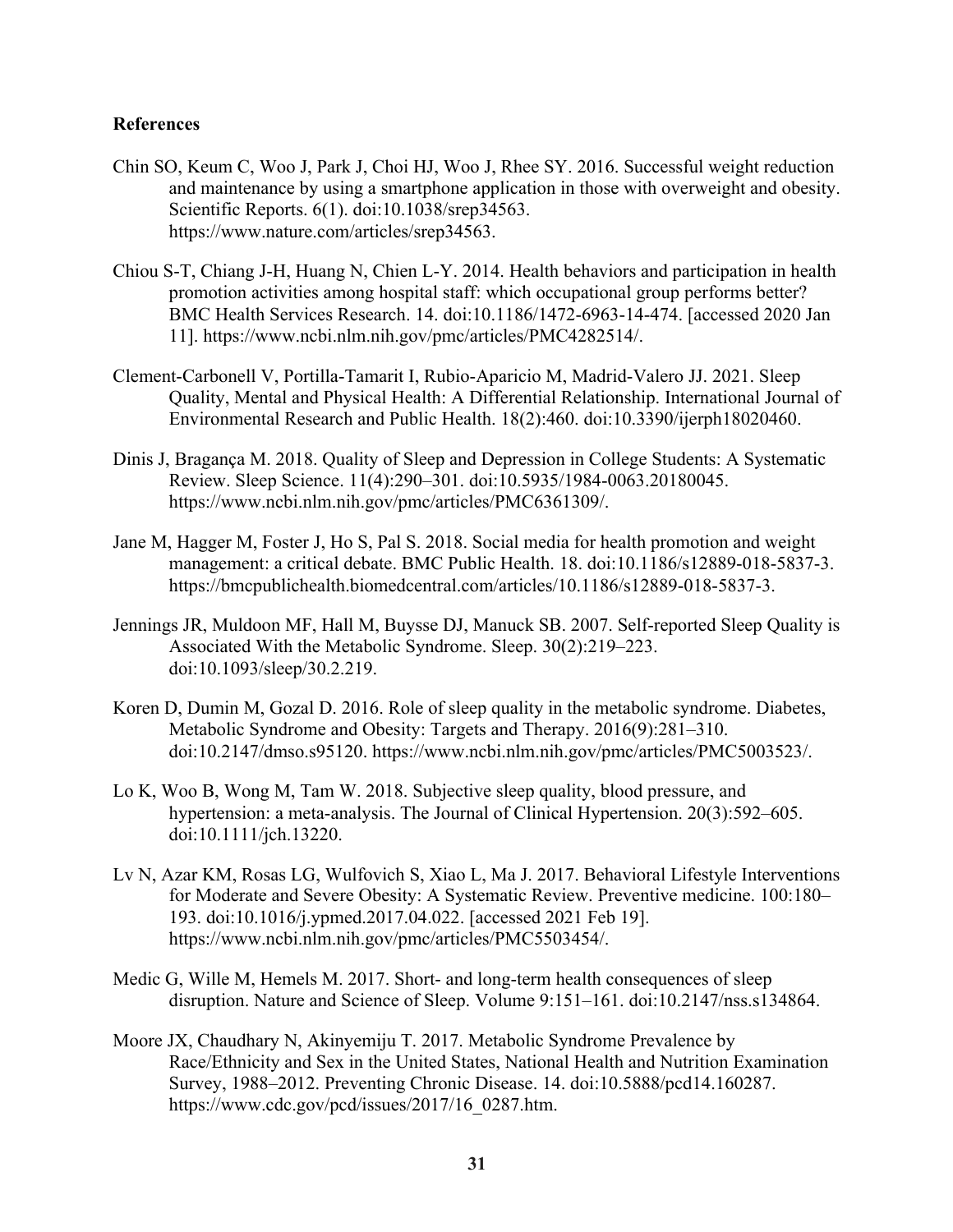**References**

Chin SO, Keum C, Woo J, Park J, Choi HJ, Woo J, Rhee SY. 2016. Successful weight reduction and maintenance by using a smartphone application in those with overweight and obesity. Scientific Reports. 6(1). doi:10.1038/srep34563. https://www.nature.com/articles/srep34563.

Chiou S-T, Chiang J-H, Huang N, Chien L-Y. 2014. Health behaviors and participation in health promotion activities among hospital staff: which occupational group performs better? BMC Health Services Research. 14. doi:10.1186/1472-6963-14-474. [accessed 2020 Jan 11]. https://www.ncbi.nlm.nih.gov/pmc/articles/PMC4282514/.

Clement-Carbonell V, Portilla-Tamarit I, Rubio-Aparicio M, Madrid-Valero JJ. 2021. Sleep Quality, Mental and Physical Health: A Differential Relationship. International Journal of Environmental Research and Public Health. 18(2):460. doi:10.3390/ijerph18020460.

Dinis J, Bragança M. 2018. Quality of Sleep and Depression in College Students: A Systematic Review. Sleep Science. 11(4):290–301. doi:10.5935/1984-0063.20180045. https://www.ncbi.nlm.nih.gov/pmc/articles/PMC6361309/.

Jane M, Hagger M, Foster J, Ho S, Pal S. 2018. Social media for health promotion and weight management: a critical debate. BMC Public Health. 18. doi:10.1186/s12889-018-5837-3. https://bmcpublichealth.biomedcentral.com/articles/10.1186/s12889-018-5837-3.

Jennings JR, Muldoon MF, Hall M, Buysse DJ, Manuck SB. 2007. Self-reported Sleep Quality is Associated With the Metabolic Syndrome. Sleep. 30(2):219–223. doi:10.1093/sleep/30.2.219.

Koren D, Dumin M, Gozal D. 2016. Role of sleep quality in the metabolic syndrome. Diabetes, Metabolic Syndrome and Obesity: Targets and Therapy. 2016(9):281–310. doi:10.2147/dmso.s95120. https://www.ncbi.nlm.nih.gov/pmc/articles/PMC5003523/.

Lo K, Woo B, Wong M, Tam W. 2018. Subjective sleep quality, blood pressure, and hypertension: a meta-analysis. The Journal of Clinical Hypertension. 20(3):592–605. doi:10.1111/jch.13220.

Lv N, Azar KM, Rosas LG, Wulfovich S, Xiao L, Ma J. 2017. Behavioral Lifestyle Interventions for Moderate and Severe Obesity: A Systematic Review. Preventive medicine. 100:180–193. doi:10.1016/j.ypmed.2017.04.022. [accessed 2021 Feb 19]. https://www.ncbi.nlm.nih.gov/pmc/articles/PMC5503454/.

Medic G, Wille M, Hemels M. 2017. Short- and long-term health consequences of sleep disruption. Nature and Science of Sleep. Volume 9:151–161. doi:10.2147/nss.s134864.

Moore JX, Chaudhary N, Akinyemiju T. 2017. Metabolic Syndrome Prevalence by Race/Ethnicity and Sex in the United States, National Health and Nutrition Examination Survey, 1988–2012. Preventing Chronic Disease. 14. doi:10.5888/pcd14.160287. https://www.cdc.gov/pcd/issues/2017/16_0287.htm.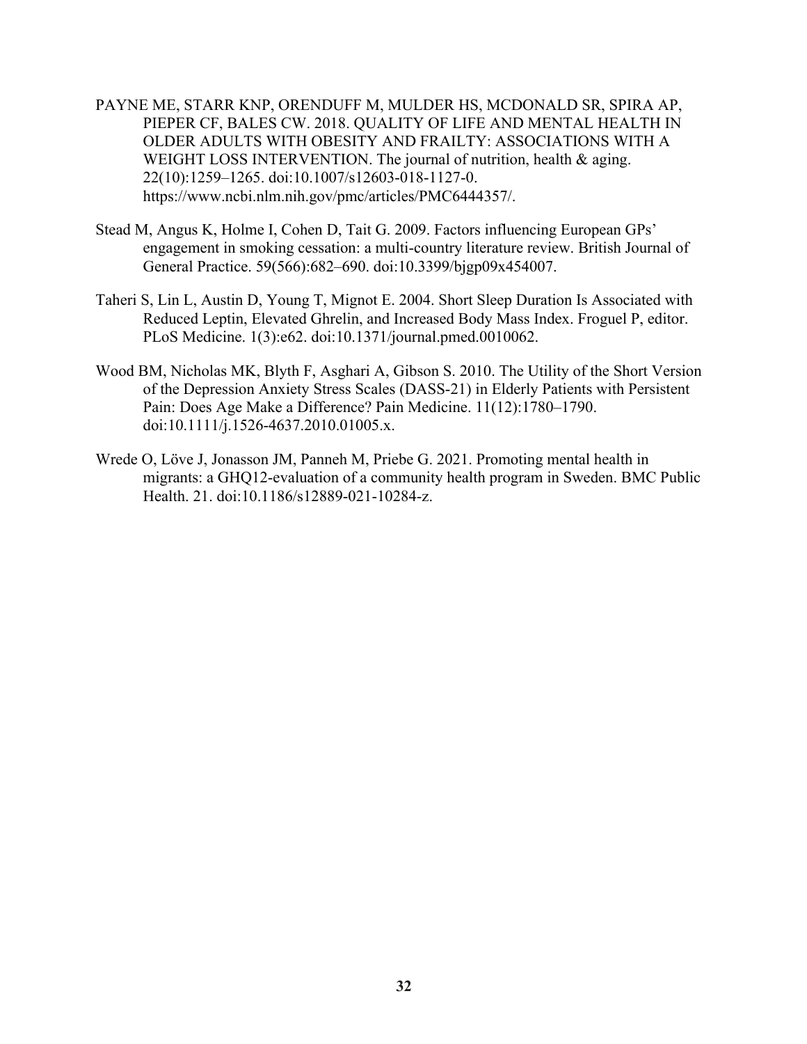PAYNE ME, STARR KNP, ORENDUFF M, MULDER HS, MCDONALD SR, SPIRA AP, PIEPER CF, BALES CW. 2018. QUALITY OF LIFE AND MENTAL HEALTH IN OLDER ADULTS WITH OBESITY AND FRAILTY: ASSOCIATIONS WITH A WEIGHT LOSS INTERVENTION. The journal of nutrition, health & aging. 22(10):1259–1265. doi:10.1007/s12603-018-1127-0. https://www.ncbi.nlm.nih.gov/pmc/articles/PMC6444357/.

Stead M, Angus K, Holme I, Cohen D, Tait G. 2009. Factors influencing European GPs' engagement in smoking cessation: a multi-country literature review. British Journal of General Practice. 59(566):682–690. doi:10.3399/bjgp09x454007.

Taheri S, Lin L, Austin D, Young T, Mignot E. 2004. Short Sleep Duration Is Associated with Reduced Leptin, Elevated Ghrelin, and Increased Body Mass Index. Froguel P, editor. PLoS Medicine. 1(3):e62. doi:10.1371/journal.pmed.0010062.

Wood BM, Nicholas MK, Blyth F, Asghari A, Gibson S. 2010. The Utility of the Short Version of the Depression Anxiety Stress Scales (DASS-21) in Elderly Patients with Persistent Pain: Does Age Make a Difference? Pain Medicine. 11(12):1780–1790. doi:10.1111/j.1526-4637.2010.01005.x.

Wrede O, Löve J, Jonasson JM, Panneh M, Priebe G. 2021. Promoting mental health in migrants: a GHQ12-evaluation of a community health program in Sweden. BMC Public Health. 21. doi:10.1186/s12889-021-10284-z.